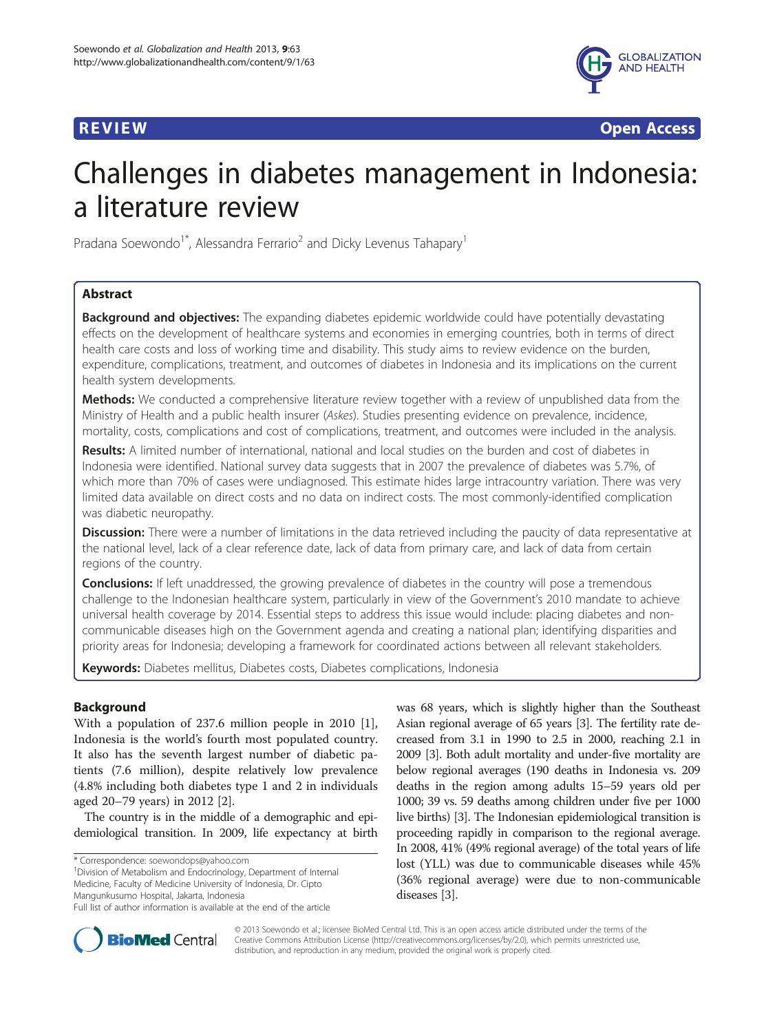REVIEW Open Access

# Challenges in diabetes management in Indonesia: a literature review

Pradana Soewondo[1*], Alessandra Ferrario[2] and Dicky Levenus Tahapary[1]

## Abstract

**Background and objectives:** The expanding diabetes epidemic worldwide could have potentially devastating effects on the development of healthcare systems and economies in emerging countries, both in terms of direct health care costs and loss of working time and disability. This study aims to review evidence on the burden, expenditure, complications, treatment, and outcomes of diabetes in Indonesia and its implications on the current health system developments.

**Methods:** We conducted a comprehensive literature review together with a review of unpublished data from the Ministry of Health and a public health insurer (*Askes*). Studies presenting evidence on prevalence, incidence, mortality, costs, complications and cost of complications, treatment, and outcomes were included in the analysis.

**Results:** A limited number of international, national and local studies on the burden and cost of diabetes in Indonesia were identified. National survey data suggests that in 2007 the prevalence of diabetes was 5.7%, of which more than 70% of cases were undiagnosed. This estimate hides large intracountry variation. There was very limited data available on direct costs and no data on indirect costs. The most commonly-identified complication was diabetic neuropathy.

**Discussion:** There were a number of limitations in the data retrieved including the paucity of data representative at the national level, lack of a clear reference date, lack of data from primary care, and lack of data from certain regions of the country.

**Conclusions:** If left unaddressed, the growing prevalence of diabetes in the country will pose a tremendous challenge to the Indonesian healthcare system, particularly in view of the Government's 2010 mandate to achieve universal health coverage by 2014. Essential steps to address this issue would include: placing diabetes and non-communicable diseases high on the Government agenda and creating a national plan; identifying disparities and priority areas for Indonesia; developing a framework for coordinated actions between all relevant stakeholders.

**Keywords:** Diabetes mellitus, Diabetes costs, Diabetes complications, Indonesia

## Background

With a population of 237.6 million people in 2010 [1], Indonesia is the world's fourth most populated country. It also has the seventh largest number of diabetic patients (7.6 million), despite relatively low prevalence (4.8% including both diabetes type 1 and 2 in individuals aged 20–79 years) in 2012 [2].

The country is in the middle of a demographic and epidemiological transition. In 2009, life expectancy at birth was 68 years, which is slightly higher than the Southeast Asian regional average of 65 years [3]. The fertility rate decreased from 3.1 in 1990 to 2.5 in 2000, reaching 2.1 in 2009 [3]. Both adult mortality and under-five mortality are below regional averages (190 deaths in Indonesia vs. 209 deaths in the region among adults 15–59 years old per 1000; 39 vs. 59 deaths among children under five per 1000 live births) [3]. The Indonesian epidemiological transition is proceeding rapidly in comparison to the regional average. In 2008, 41% (49% regional average) of the total years of life lost (YLL) was due to communicable diseases while 45% (36% regional average) were due to non-communicable diseases [3].

\* Correspondence: soewondops@yahoo.com
[1]Division of Metabolism and Endocrinology, Department of Internal Medicine, Faculty of Medicine University of Indonesia, Dr. Cipto Mangunkusumo Hospital, Jakarta, Indonesia
Full list of author information is available at the end of the article

© 2013 Soewondo et al.; licensee BioMed Central Ltd. This is an open access article distributed under the terms of the Creative Commons Attribution License (http://creativecommons.org/licenses/by/2.0), which permits unrestricted use, distribution, and reproduction in any medium, provided the original work is properly cited.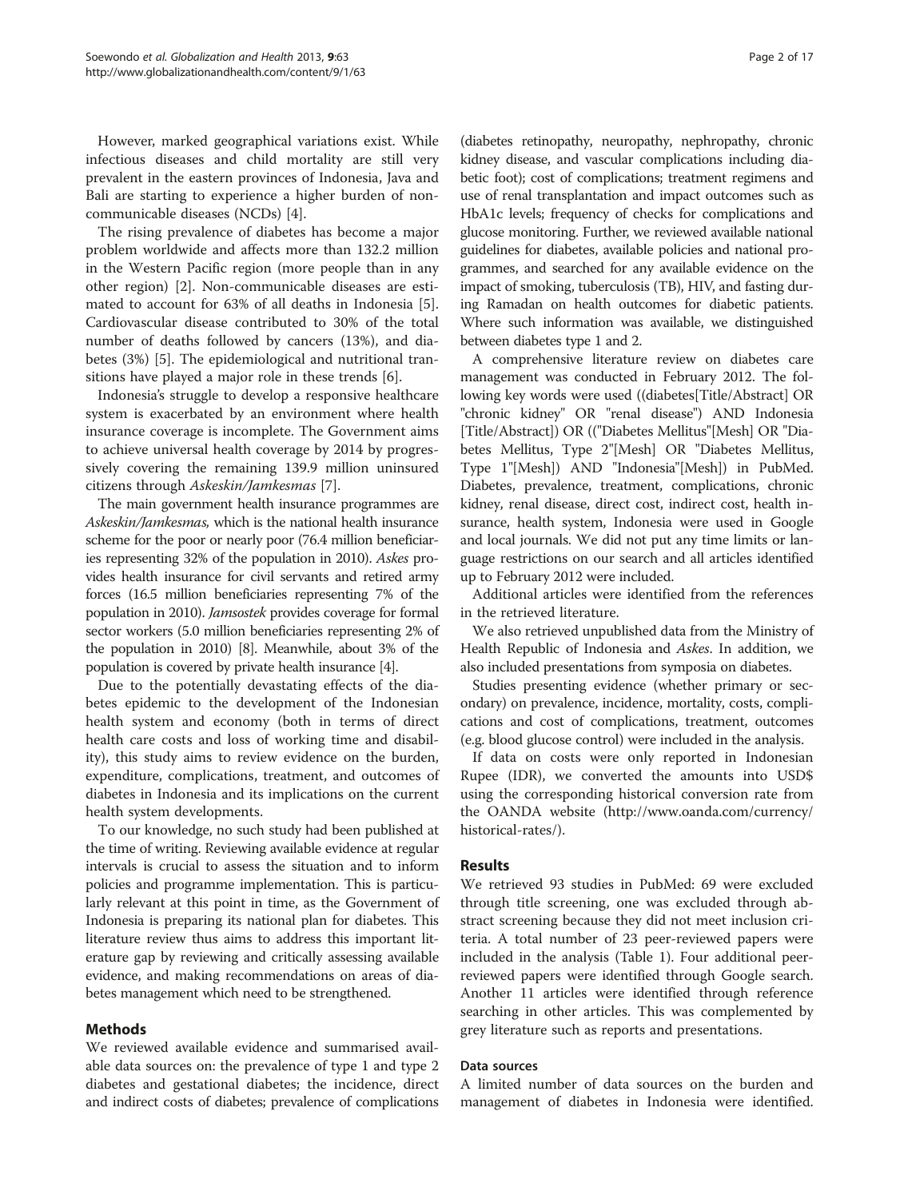However, marked geographical variations exist. While infectious diseases and child mortality are still very prevalent in the eastern provinces of Indonesia, Java and Bali are starting to experience a higher burden of non-communicable diseases (NCDs) [4].

The rising prevalence of diabetes has become a major problem worldwide and affects more than 132.2 million in the Western Pacific region (more people than in any other region) [2]. Non-communicable diseases are estimated to account for 63% of all deaths in Indonesia [5]. Cardiovascular disease contributed to 30% of the total number of deaths followed by cancers (13%), and diabetes (3%) [5]. The epidemiological and nutritional transitions have played a major role in these trends [6].

Indonesia's struggle to develop a responsive healthcare system is exacerbated by an environment where health insurance coverage is incomplete. The Government aims to achieve universal health coverage by 2014 by progressively covering the remaining 139.9 million uninsured citizens through *Askeskin/Jamkesmas* [7].

The main government health insurance programmes are *Askeskin/Jamkesmas,* which is the national health insurance scheme for the poor or nearly poor (76.4 million beneficiaries representing 32% of the population in 2010). *Askes* provides health insurance for civil servants and retired army forces (16.5 million beneficiaries representing 7% of the population in 2010). *Jamsostek* provides coverage for formal sector workers (5.0 million beneficiaries representing 2% of the population in 2010) [8]. Meanwhile, about 3% of the population is covered by private health insurance [4].

Due to the potentially devastating effects of the diabetes epidemic to the development of the Indonesian health system and economy (both in terms of direct health care costs and loss of working time and disability), this study aims to review evidence on the burden, expenditure, complications, treatment, and outcomes of diabetes in Indonesia and its implications on the current health system developments.

To our knowledge, no such study had been published at the time of writing. Reviewing available evidence at regular intervals is crucial to assess the situation and to inform policies and programme implementation. This is particularly relevant at this point in time, as the Government of Indonesia is preparing its national plan for diabetes. This literature review thus aims to address this important literature gap by reviewing and critically assessing available evidence, and making recommendations on areas of diabetes management which need to be strengthened.

## Methods

We reviewed available evidence and summarised available data sources on: the prevalence of type 1 and type 2 diabetes and gestational diabetes; the incidence, direct and indirect costs of diabetes; prevalence of complications (diabetes retinopathy, neuropathy, nephropathy, chronic kidney disease, and vascular complications including diabetic foot); cost of complications; treatment regimens and use of renal transplantation and impact outcomes such as HbA1c levels; frequency of checks for complications and glucose monitoring. Further, we reviewed available national guidelines for diabetes, available policies and national programmes, and searched for any available evidence on the impact of smoking, tuberculosis (TB), HIV, and fasting during Ramadan on health outcomes for diabetic patients. Where such information was available, we distinguished between diabetes type 1 and 2.

A comprehensive literature review on diabetes care management was conducted in February 2012. The following key words were used ((diabetes[Title/Abstract] OR "chronic kidney" OR "renal disease") AND Indonesia [Title/Abstract]) OR (("Diabetes Mellitus"[Mesh] OR "Diabetes Mellitus, Type 2"[Mesh] OR "Diabetes Mellitus, Type 1"[Mesh]) AND "Indonesia"[Mesh]) in PubMed. Diabetes, prevalence, treatment, complications, chronic kidney, renal disease, direct cost, indirect cost, health insurance, health system, Indonesia were used in Google and local journals. We did not put any time limits or language restrictions on our search and all articles identified up to February 2012 were included.

Additional articles were identified from the references in the retrieved literature.

We also retrieved unpublished data from the Ministry of Health Republic of Indonesia and *Askes*. In addition, we also included presentations from symposia on diabetes.

Studies presenting evidence (whether primary or secondary) on prevalence, incidence, mortality, costs, complications and cost of complications, treatment, outcomes (e.g. blood glucose control) were included in the analysis.

If data on costs were only reported in Indonesian Rupee (IDR), we converted the amounts into USD$ using the corresponding historical conversion rate from the OANDA website (http://www.oanda.com/currency/historical-rates/).

## Results

We retrieved 93 studies in PubMed: 69 were excluded through title screening, one was excluded through abstract screening because they did not meet inclusion criteria. A total number of 23 peer-reviewed papers were included in the analysis (Table 1). Four additional peer-reviewed papers were identified through Google search. Another 11 articles were identified through reference searching in other articles. This was complemented by grey literature such as reports and presentations.

### Data sources

A limited number of data sources on the burden and management of diabetes in Indonesia were identified.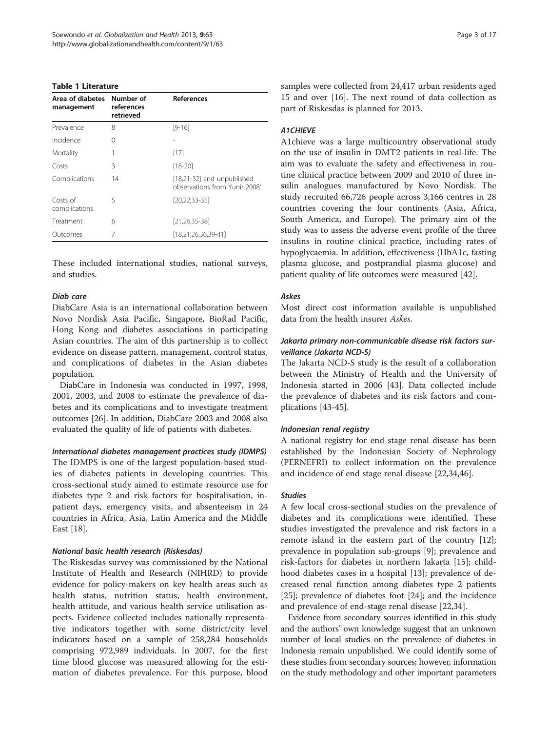**Table 1 Literature**

| Area of diabetes management | Number of references retrieved | References |
|---|---|---|
| Prevalence | 8 | [9-16] |
| Incidence | 0 | - |
| Mortality | 1 | [17] |
| Costs | 3 | [18-20] |
| Complications | 14 | [18,21-32] and unpublished observations from Yunir 2008[i] |
| Costs of complications | 5 | [20,22,33-35] |
| Treatment | 6 | [21,26,35-38] |
| Outcomes | 7 | [18,21,26,36,39-41] |

These included international studies, national surveys, and studies.

#### *Diab care*

DiabCare Asia is an international collaboration between Novo Nordisk Asia Pacific, Singapore, BioRad Pacific, Hong Kong and diabetes associations in participating Asian countries. The aim of this partnership is to collect evidence on disease pattern, management, control status, and complications of diabetes in the Asian diabetes population.

DiabCare in Indonesia was conducted in 1997, 1998, 2001, 2003, and 2008 to estimate the prevalence of diabetes and its complications and to investigate treatment outcomes [26]. In addition, DiabCare 2003 and 2008 also evaluated the quality of life of patients with diabetes.

#### *International diabetes management practices study (IDMPS)*

The IDMPS is one of the largest population-based studies of diabetes patients in developing countries. This cross-sectional study aimed to estimate resource use for diabetes type 2 and risk factors for hospitalisation, inpatient days, emergency visits, and absenteeism in 24 countries in Africa, Asia, Latin America and the Middle East [18].

#### *National basic health research (Riskesdas)*

The Riskesdas survey was commissioned by the National Institute of Health and Research (NIHRD) to provide evidence for policy-makers on key health areas such as health status, nutrition status, health environment, health attitude, and various health service utilisation aspects. Evidence collected includes nationally representative indicators together with some district/city level indicators based on a sample of 258,284 households comprising 972,989 individuals. In 2007, for the first time blood glucose was measured allowing for the estimation of diabetes prevalence. For this purpose, blood samples were collected from 24,417 urban residents aged 15 and over [16]. The next round of data collection as part of Riskesdas is planned for 2013.

#### *A1CHIEVE*

A1chieve was a large multicountry observational study on the use of insulin in DMT2 patients in real-life. The aim was to evaluate the safety and effectiveness in routine clinical practice between 2009 and 2010 of three insulin analogues manufactured by Novo Nordisk. The study recruited 66,726 people across 3,166 centres in 28 countries covering the four continents (Asia, Africa, South America, and Europe). The primary aim of the study was to assess the adverse event profile of the three insulins in routine clinical practice, including rates of hypoglycaemia. In addition, effectiveness (HbA1c, fasting plasma glucose, and postprandial plasma glucose) and patient quality of life outcomes were measured [42].

#### *Askes*

Most direct cost information available is unpublished data from the health insurer *Askes*.

#### *Jakarta primary non-communicable disease risk factors surveillance (Jakarta NCD-S)*

The Jakarta NCD-S study is the result of a collaboration between the Ministry of Health and the University of Indonesia started in 2006 [43]. Data collected include the prevalence of diabetes and its risk factors and complications [43-45].

#### *Indonesian renal registry*

A national registry for end stage renal disease has been established by the Indonesian Society of Nephrology (PERNEFRI) to collect information on the prevalence and incidence of end stage renal disease [22,34,46].

#### *Studies*

A few local cross-sectional studies on the prevalence of diabetes and its complications were identified. These studies investigated the prevalence and risk factors in a remote island in the eastern part of the country [12]; prevalence in population sub-groups [9]; prevalence and risk-factors for diabetes in northern Jakarta [15]; childhood diabetes cases in a hospital [13]; prevalence of decreased renal function among diabetes type 2 patients [25]; prevalence of diabetes foot [24]; and the incidence and prevalence of end-stage renal disease [22,34].

Evidence from secondary sources identified in this study and the authors' own knowledge suggest that an unknown number of local studies on the prevalence of diabetes in Indonesia remain unpublished. We could identify some of these studies from secondary sources; however, information on the study methodology and other important parameters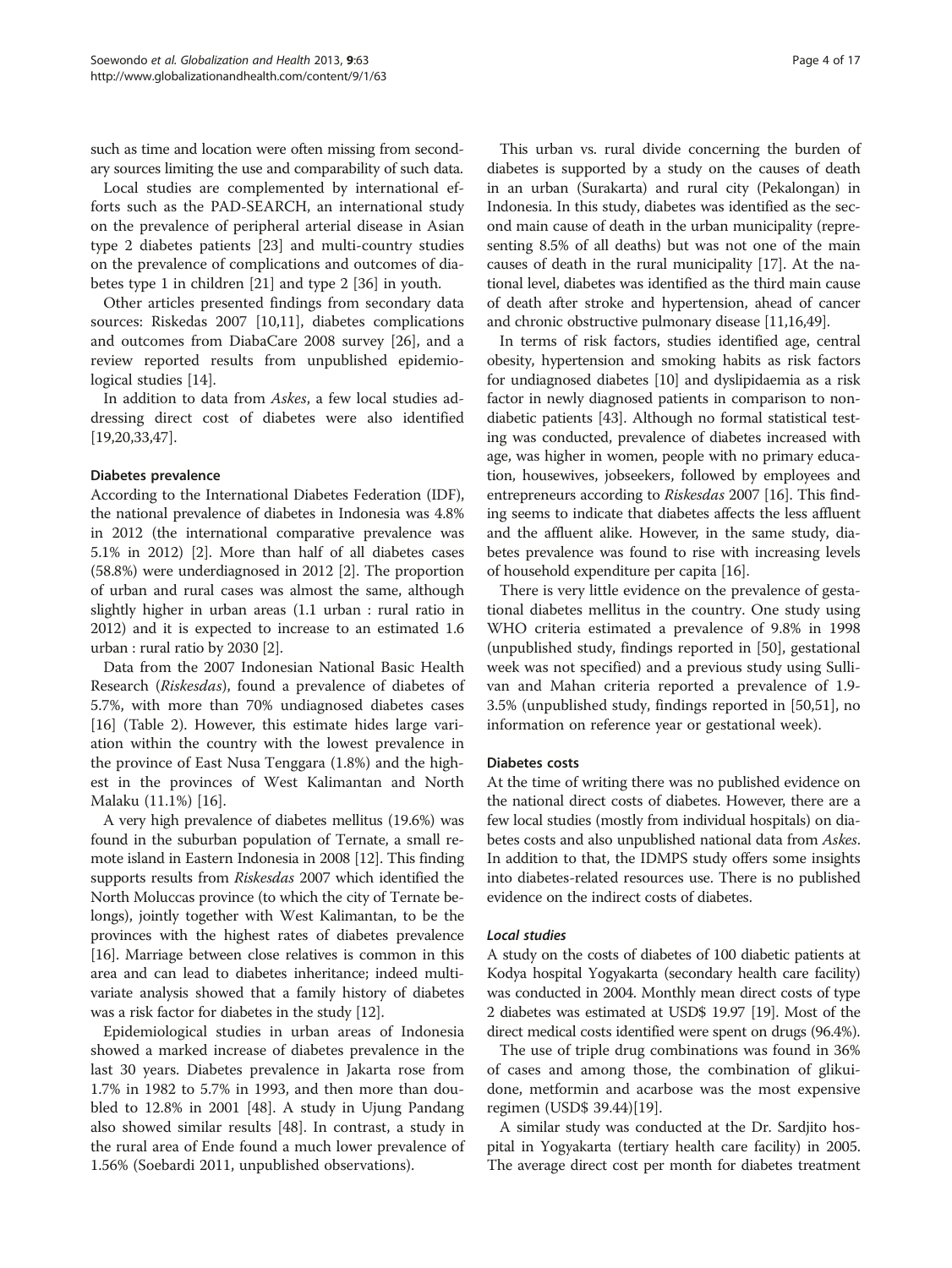such as time and location were often missing from secondary sources limiting the use and comparability of such data.

Local studies are complemented by international efforts such as the PAD-SEARCH, an international study on the prevalence of peripheral arterial disease in Asian type 2 diabetes patients [23] and multi-country studies on the prevalence of complications and outcomes of diabetes type 1 in children [21] and type 2 [36] in youth.

Other articles presented findings from secondary data sources: Riskedas 2007 [10,11], diabetes complications and outcomes from DiabaCare 2008 survey [26], and a review reported results from unpublished epidemiological studies [14].

In addition to data from *Askes*, a few local studies addressing direct cost of diabetes were also identified [19,20,33,47].

#### Diabetes prevalence

According to the International Diabetes Federation (IDF), the national prevalence of diabetes in Indonesia was 4.8% in 2012 (the international comparative prevalence was 5.1% in 2012) [2]. More than half of all diabetes cases (58.8%) were underdiagnosed in 2012 [2]. The proportion of urban and rural cases was almost the same, although slightly higher in urban areas (1.1 urban : rural ratio in 2012) and it is expected to increase to an estimated 1.6 urban : rural ratio by 2030 [2].

Data from the 2007 Indonesian National Basic Health Research (*Riskesdas*), found a prevalence of diabetes of 5.7%, with more than 70% undiagnosed diabetes cases [16] (Table 2). However, this estimate hides large variation within the country with the lowest prevalence in the province of East Nusa Tenggara (1.8%) and the highest in the provinces of West Kalimantan and North Malaku (11.1%) [16].

A very high prevalence of diabetes mellitus (19.6%) was found in the suburban population of Ternate, a small remote island in Eastern Indonesia in 2008 [12]. This finding supports results from *Riskesdas* 2007 which identified the North Moluccas province (to which the city of Ternate belongs), jointly together with West Kalimantan, to be the provinces with the highest rates of diabetes prevalence [16]. Marriage between close relatives is common in this area and can lead to diabetes inheritance; indeed multivariate analysis showed that a family history of diabetes was a risk factor for diabetes in the study [12].

Epidemiological studies in urban areas of Indonesia showed a marked increase of diabetes prevalence in the last 30 years. Diabetes prevalence in Jakarta rose from 1.7% in 1982 to 5.7% in 1993, and then more than doubled to 12.8% in 2001 [48]. A study in Ujung Pandang also showed similar results [48]. In contrast, a study in the rural area of Ende found a much lower prevalence of 1.56% (Soebardi 2011, unpublished observations).

This urban vs. rural divide concerning the burden of diabetes is supported by a study on the causes of death in an urban (Surakarta) and rural city (Pekalongan) in Indonesia. In this study, diabetes was identified as the second main cause of death in the urban municipality (representing 8.5% of all deaths) but was not one of the main causes of death in the rural municipality [17]. At the national level, diabetes was identified as the third main cause of death after stroke and hypertension, ahead of cancer and chronic obstructive pulmonary disease [11,16,49].

In terms of risk factors, studies identified age, central obesity, hypertension and smoking habits as risk factors for undiagnosed diabetes [10] and dyslipidaemia as a risk factor in newly diagnosed patients in comparison to non-diabetic patients [43]. Although no formal statistical testing was conducted, prevalence of diabetes increased with age, was higher in women, people with no primary education, housewives, jobseekers, followed by employees and entrepreneurs according to *Riskesdas* 2007 [16]. This finding seems to indicate that diabetes affects the less affluent and the affluent alike. However, in the same study, diabetes prevalence was found to rise with increasing levels of household expenditure per capita [16].

There is very little evidence on the prevalence of gestational diabetes mellitus in the country. One study using WHO criteria estimated a prevalence of 9.8% in 1998 (unpublished study, findings reported in [50], gestational week was not specified) and a previous study using Sullivan and Mahan criteria reported a prevalence of 1.9-3.5% (unpublished study, findings reported in [50,51], no information on reference year or gestational week).

#### Diabetes costs

At the time of writing there was no published evidence on the national direct costs of diabetes. However, there are a few local studies (mostly from individual hospitals) on diabetes costs and also unpublished national data from *Askes*. In addition to that, the IDMPS study offers some insights into diabetes-related resources use. There is no published evidence on the indirect costs of diabetes.

##### *Local studies*

A study on the costs of diabetes of 100 diabetic patients at Kodya hospital Yogyakarta (secondary health care facility) was conducted in 2004. Monthly mean direct costs of type 2 diabetes was estimated at USD$ 19.97 [19]. Most of the direct medical costs identified were spent on drugs (96.4%).

The use of triple drug combinations was found in 36% of cases and among those, the combination of glikuidone, metformin and acarbose was the most expensive regimen (USD$ 39.44)[19].

A similar study was conducted at the Dr. Sardjito hospital in Yogyakarta (tertiary health care facility) in 2005. The average direct cost per month for diabetes treatment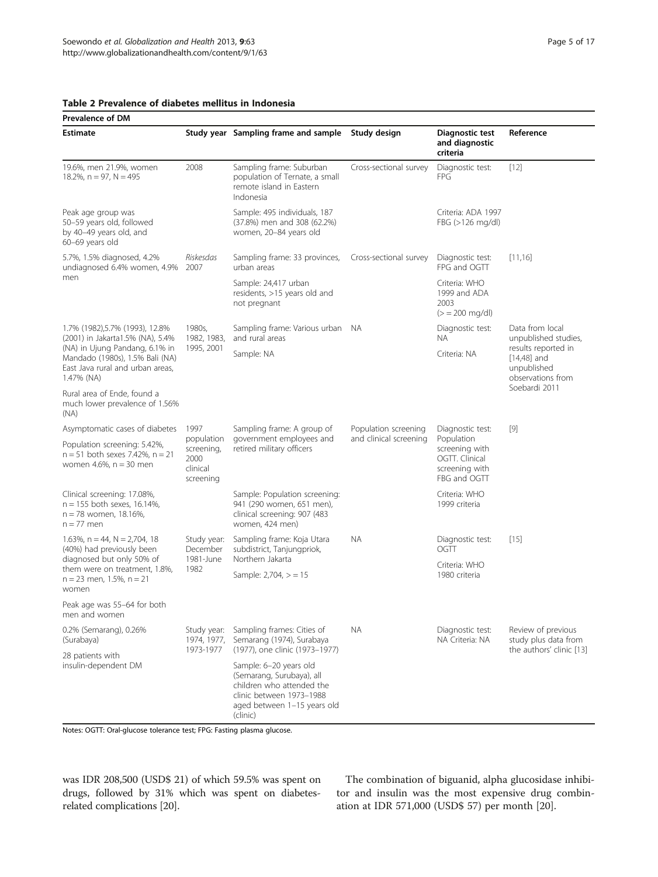**Table 2 Prevalence of diabetes mellitus in Indonesia**

| Prevalence of DM | | | | | |
|---|---|---|---|---|---|
| **Estimate** | **Study year** | **Sampling frame and sample** | **Study design** | **Diagnostic test and diagnostic criteria** | **Reference** |
| 19.6%, men 21.9%, women 18.2%, n = 97, N = 495 | 2008 | Sampling frame: Suburban population of Ternate, a small remote island in Eastern Indonesia | Cross-sectional survey | Diagnostic test: FPG | [12] |
| Peak age group was 50–59 years old, followed by 40–49 years old, and 60–69 years old | | Sample: 495 individuals, 187 (37.8%) men and 308 (62.2%) women, 20–84 years old | | Criteria: ADA 1997 FBG (>126 mg/dl) | |
| 5.7%, 1.5% diagnosed, 4.2% undiagnosed 6.4% women, 4.9% men | *Riskesdas* 2007 | Sampling frame: 33 provinces, urban areas | Cross-sectional survey | Diagnostic test: FPG and OGTT | [11,16] |
| | | Sample: 24,417 urban residents, >15 years old and not pregnant | | Criteria: WHO 1999 and ADA 2003 (> = 200 mg/dl) | |
| 1.7% (1982),5.7% (1993), 12.8% (2001) in Jakarta1.5% (NA), 5.4% (NA) in Ujung Pandang, 6.1% in Mandado (1980s), 1.5% Bali (NA) East Java rural and urban areas, 1.47% (NA) | 1980s, 1982, 1983, 1995, 2001 | Sampling frame: Various urban and rural areas | NA | Diagnostic test: NA | Data from local unpublished studies, results reported in [14,48] and unpublished observations from Soebardi 2011 |
| Rural area of Ende, found a much lower prevalence of 1.56% (NA) | | Sample: NA | | Criteria: NA | |
| Asymptomatic cases of diabetes | 1997 population screening, 2000 clinical screening | Sampling frame: A group of government employees and retired military officers | Population screening and clinical screening | Diagnostic test: Population screening with OGTT. Clinical screening with FBG and OGTT | [9] |
| Population screening: 5.42%, n = 51 both sexes 7.42%, n = 21 women 4.6%, n = 30 men | | | | | |
| Clinical screening: 17.08%, n = 155 both sexes, 16.14%, n = 78 women, 18.16%, n = 77 men | | Sample: Population screening: 941 (290 women, 651 men), clinical screening: 907 (483 women, 424 men) | | Criteria: WHO 1999 criteria | |
| 1.63%, n = 44, N = 2,704, 18 (40%) had previously been diagnosed but only 50% of them were on treatment, 1.8%, n = 23 men, 1.5%, n = 21 women | Study year: December 1981-June 1982 | Sampling frame: Koja Utara subdistrict, Tanjungpriok, Northern Jakarta | NA | Diagnostic test: OGTT | [15] |
| Peak age was 55–64 for both men and women | | Sample: 2,704, > = 15 | | Criteria: WHO 1980 criteria | |
| 0.2% (Semarang), 0.26% (Surabaya) | Study year: 1974, 1977, 1973-1977 | Sampling frames: Cities of Semarang (1974), Surabaya (1977), one clinic (1973–1977) | NA | Diagnostic test: NA Criteria: NA | Review of previous study plus data from the authors' clinic [13] |
| 28 patients with insulin-dependent DM | | Sample: 6–20 years old (Semarang, Surubaya), all children who attended the clinic between 1973–1988 aged between 1–15 years old (clinic) | | | |

Notes: OGTT: Oral-glucose tolerance test; FPG: Fasting plasma glucose.

was IDR 208,500 (USD$ 21) of which 59.5% was spent on drugs, followed by 31% which was spent on diabetes-related complications [20].

The combination of biguanid, alpha glucosidase inhibitor and insulin was the most expensive drug combination at IDR 571,000 (USD$ 57) per month [20].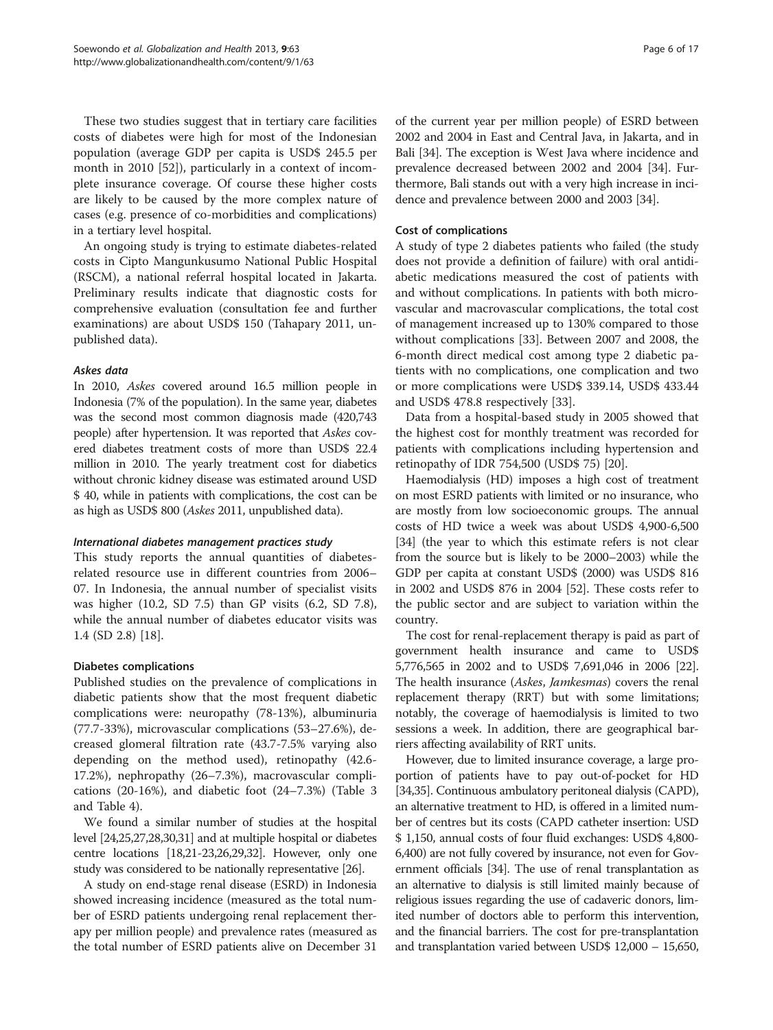These two studies suggest that in tertiary care facilities costs of diabetes were high for most of the Indonesian population (average GDP per capita is USD$ 245.5 per month in 2010 [52]), particularly in a context of incomplete insurance coverage. Of course these higher costs are likely to be caused by the more complex nature of cases (e.g. presence of co-morbidities and complications) in a tertiary level hospital.

An ongoing study is trying to estimate diabetes-related costs in Cipto Mangunkusumo National Public Hospital (RSCM), a national referral hospital located in Jakarta. Preliminary results indicate that diagnostic costs for comprehensive evaluation (consultation fee and further examinations) are about USD$ 150 (Tahapary 2011, unpublished data).

#### *Askes data*

In 2010, *Askes* covered around 16.5 million people in Indonesia (7% of the population). In the same year, diabetes was the second most common diagnosis made (420,743 people) after hypertension. It was reported that *Askes* covered diabetes treatment costs of more than USD$ 22.4 million in 2010. The yearly treatment cost for diabetics without chronic kidney disease was estimated around USD $ 40, while in patients with complications, the cost can be as high as USD$ 800 (*Askes* 2011, unpublished data).

#### *International diabetes management practices study*

This study reports the annual quantities of diabetes-related resource use in different countries from 2006–07. In Indonesia, the annual number of specialist visits was higher (10.2, SD 7.5) than GP visits (6.2, SD 7.8), while the annual number of diabetes educator visits was 1.4 (SD 2.8) [18].

### Diabetes complications

Published studies on the prevalence of complications in diabetic patients show that the most frequent diabetic complications were: neuropathy (78-13%), albuminuria (77.7-33%), microvascular complications (53–27.6%), decreased glomeral filtration rate (43.7-7.5% varying also depending on the method used), retinopathy (42.6-17.2%), nephropathy (26–7.3%), macrovascular complications (20-16%), and diabetic foot (24–7.3%) (Table 3 and Table 4).

We found a similar number of studies at the hospital level [24,25,27,28,30,31] and at multiple hospital or diabetes centre locations [18,21-23,26,29,32]. However, only one study was considered to be nationally representative [26].

A study on end-stage renal disease (ESRD) in Indonesia showed increasing incidence (measured as the total number of ESRD patients undergoing renal replacement therapy per million people) and prevalence rates (measured as the total number of ESRD patients alive on December 31 of the current year per million people) of ESRD between 2002 and 2004 in East and Central Java, in Jakarta, and in Bali [34]. The exception is West Java where incidence and prevalence decreased between 2002 and 2004 [34]. Furthermore, Bali stands out with a very high increase in incidence and prevalence between 2000 and 2003 [34].

### Cost of complications

A study of type 2 diabetes patients who failed (the study does not provide a definition of failure) with oral antidiabetic medications measured the cost of patients with and without complications. In patients with both microvascular and macrovascular complications, the total cost of management increased up to 130% compared to those without complications [33]. Between 2007 and 2008, the 6-month direct medical cost among type 2 diabetic patients with no complications, one complication and two or more complications were USD$ 339.14, USD$ 433.44 and USD$ 478.8 respectively [33].

Data from a hospital-based study in 2005 showed that the highest cost for monthly treatment was recorded for patients with complications including hypertension and retinopathy of IDR 754,500 (USD$ 75) [20].

Haemodialysis (HD) imposes a high cost of treatment on most ESRD patients with limited or no insurance, who are mostly from low socioeconomic groups. The annual costs of HD twice a week was about USD$ 4,900-6,500 [34] (the year to which this estimate refers is not clear from the source but is likely to be 2000–2003) while the GDP per capita at constant USD$ (2000) was USD$ 816 in 2002 and USD$ 876 in 2004 [52]. These costs refer to the public sector and are subject to variation within the country.

The cost for renal-replacement therapy is paid as part of government health insurance and came to USD$ 5,776,565 in 2002 and to USD$ 7,691,046 in 2006 [22]. The health insurance (*Askes*, *Jamkesmas*) covers the renal replacement therapy (RRT) but with some limitations; notably, the coverage of haemodialysis is limited to two sessions a week. In addition, there are geographical barriers affecting availability of RRT units.

However, due to limited insurance coverage, a large proportion of patients have to pay out-of-pocket for HD [34,35]. Continuous ambulatory peritoneal dialysis (CAPD), an alternative treatment to HD, is offered in a limited number of centres but its costs (CAPD catheter insertion: USD $ 1,150, annual costs of four fluid exchanges: USD$ 4,800-6,400) are not fully covered by insurance, not even for Government officials [34]. The use of renal transplantation as an alternative to dialysis is still limited mainly because of religious issues regarding the use of cadaveric donors, limited number of doctors able to perform this intervention, and the financial barriers. The cost for pre-transplantation and transplantation varied between USD$ 12,000 – 15,650,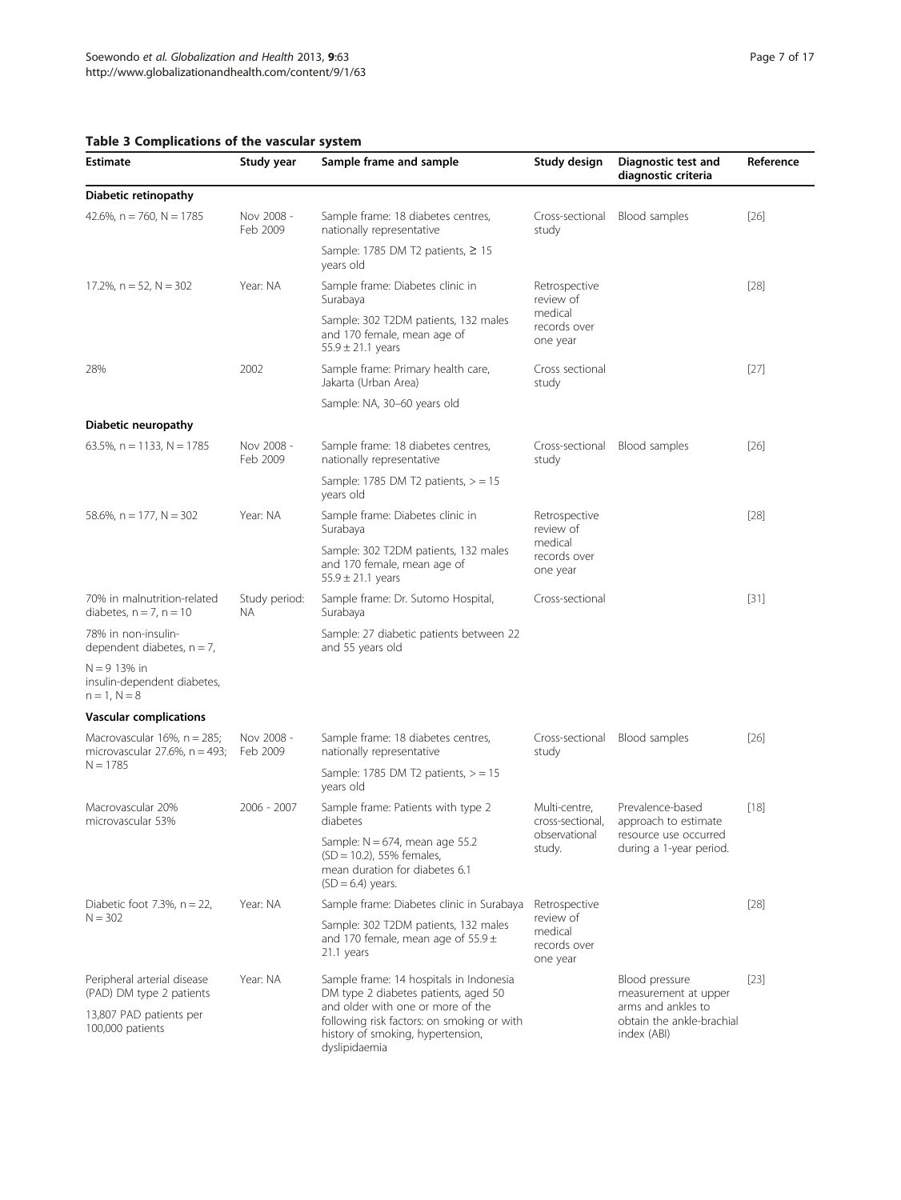**Table 3 Complications of the vascular system**

| Estimate | Study year | Sample frame and sample | Study design | Diagnostic test and diagnostic criteria | Reference |
|---|---|---|---|---|---|
| **Diabetic retinopathy** | | | | | |
| 42.6%, n = 760, N = 1785 | Nov 2008 - Feb 2009 | Sample frame: 18 diabetes centres, nationally representative<br>Sample: 1785 DM T2 patients, ≥ 15 years old | Cross-sectional study | Blood samples | [26] |
| 17.2%, n = 52, N = 302 | Year: NA | Sample frame: Diabetes clinic in Surabaya<br>Sample: 302 T2DM patients, 132 males and 170 female, mean age of 55.9 ± 21.1 years | Retrospective review of medical records over one year | | [28] |
| 28% | 2002 | Sample frame: Primary health care, Jakarta (Urban Area)<br>Sample: NA, 30–60 years old | Cross sectional study | | [27] |
| **Diabetic neuropathy** | | | | | |
| 63.5%, n = 1133, N = 1785 | Nov 2008 - Feb 2009 | Sample frame: 18 diabetes centres, nationally representative<br>Sample: 1785 DM T2 patients, > = 15 years old | Cross-sectional study | Blood samples | [26] |
| 58.6%, n = 177, N = 302 | Year: NA | Sample frame: Diabetes clinic in Surabaya<br>Sample: 302 T2DM patients, 132 males and 170 female, mean age of 55.9 ± 21.1 years | Retrospective review of medical records over one year | | [28] |
| 70% in malnutrition-related diabetes, n = 7, n = 10<br>78% in non-insulin-dependent diabetes, n = 7,<br>N = 9 13% in insulin-dependent diabetes, n = 1, N = 8 | Study period: NA | Sample frame: Dr. Sutomo Hospital, Surabaya<br>Sample: 27 diabetic patients between 22 and 55 years old | Cross-sectional | | [31] |
| **Vascular complications** | | | | | |
| Macrovascular 16%, n = 285; microvascular 27.6%, n = 493; N = 1785 | Nov 2008 - Feb 2009 | Sample frame: 18 diabetes centres, nationally representative<br>Sample: 1785 DM T2 patients, > = 15 years old | Cross-sectional study | Blood samples | [26] |
| Macrovascular 20% microvascular 53% | 2006 - 2007 | Sample frame: Patients with type 2 diabetes<br>Sample: N = 674, mean age 55.2 (SD = 10.2), 55% females, mean duration for diabetes 6.1 (SD = 6.4) years. | Multi-centre, cross-sectional, observational study. | Prevalence-based approach to estimate resource use occurred during a 1-year period. | [18] |
| Diabetic foot 7.3%, n = 22, N = 302 | Year: NA | Sample frame: Diabetes clinic in Surabaya<br>Sample: 302 T2DM patients, 132 males and 170 female, mean age of 55.9 ± 21.1 years | Retrospective review of medical records over one year | | [28] |
| Peripheral arterial disease (PAD) DM type 2 patients<br>13,807 PAD patients per 100,000 patients | Year: NA | Sample frame: 14 hospitals in Indonesia DM type 2 diabetes patients, aged 50 and older with one or more of the following risk factors: on smoking or with history of smoking, hypertension, dyslipidaemia | | Blood pressure measurement at upper arms and ankles to obtain the ankle-brachial index (ABI) | [23] |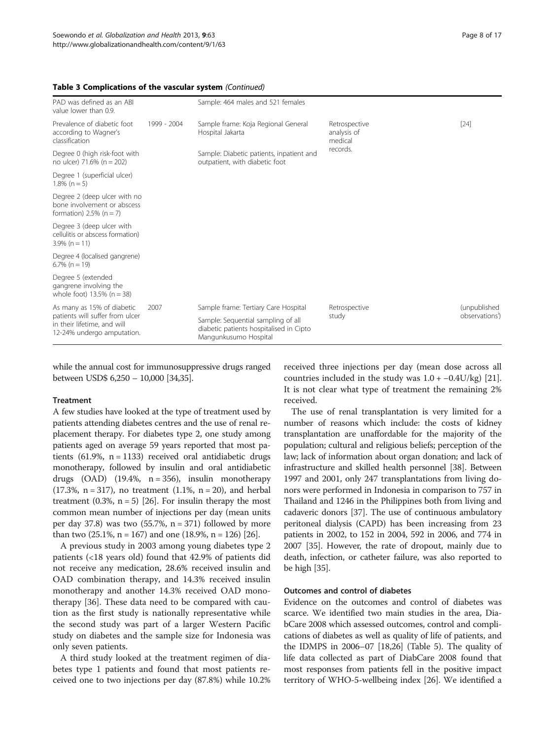**Table 3 Complications of the vascular system** *(Continued)*

| | | | | |
|---|---|---|---|---|
| PAD was defined as an ABI value lower than 0.9. | | Sample: 464 males and 521 females | | |
| Prevalence of diabetic foot according to Wagner's classification | 1999 - 2004 | Sample frame: Koja Regional General Hospital Jakarta | Retrospective analysis of medical records. | [24] |
| Degree 0 (high risk-foot with no ulcer) 71.6% (n = 202) | | Sample: Diabetic patients, inpatient and outpatient, with diabetic foot | | |
| Degree 1 (superficial ulcer) 1.8% (n = 5) | | | | |
| Degree 2 (deep ulcer with no bone involvement or abscess formation) 2.5% (n = 7) | | | | |
| Degree 3 (deep ulcer with cellulitis or abscess formation) 3.9% (n = 11) | | | | |
| Degree 4 (localised gangrene) 6.7% (n = 19) | | | | |
| Degree 5 (extended gangrene involving the whole foot) 13.5% (n = 38) | | | | |
| As many as 15% of diabetic patients will suffer from ulcer in their lifetime, and will 12-24% undergo amputation. | 2007 | Sample frame: Tertiary Care Hospital<br>Sample: Sequential sampling of all diabetic patients hospitalised in Cipto Mangunkusumo Hospital | Retrospective study | (unpublished observations') |

while the annual cost for immunosuppressive drugs ranged between USD$ 6,250 – 10,000 [34,35].

#### Treatment

A few studies have looked at the type of treatment used by patients attending diabetes centres and the use of renal replacement therapy. For diabetes type 2, one study among patients aged on average 59 years reported that most patients (61.9%, n = 1133) received oral antidiabetic drugs monotherapy, followed by insulin and oral antidiabetic drugs (OAD) (19.4%, n = 356), insulin monotherapy (17.3%, n = 317), no treatment (1.1%, n = 20), and herbal treatment (0.3%, n = 5) [26]. For insulin therapy the most common mean number of injections per day (mean units per day 37.8) was two (55.7%, n = 371) followed by more than two (25.1%, n = 167) and one (18.9%, n = 126) [26].

A previous study in 2003 among young diabetes type 2 patients (<18 years old) found that 42.9% of patients did not receive any medication, 28.6% received insulin and OAD combination therapy, and 14.3% received insulin monotherapy and another 14.3% received OAD monotherapy [36]. These data need to be compared with caution as the first study is nationally representative while the second study was part of a larger Western Pacific study on diabetes and the sample size for Indonesia was only seven patients.

A third study looked at the treatment regimen of diabetes type 1 patients and found that most patients received one to two injections per day (87.8%) while 10.2% received three injections per day (mean dose across all countries included in the study was 1.0 + −0.4U/kg) [21]. It is not clear what type of treatment the remaining 2% received.

The use of renal transplantation is very limited for a number of reasons which include: the costs of kidney transplantation are unaffordable for the majority of the population; cultural and religious beliefs; perception of the law; lack of information about organ donation; and lack of infrastructure and skilled health personnel [38]. Between 1997 and 2001, only 247 transplantations from living donors were performed in Indonesia in comparison to 757 in Thailand and 1246 in the Philippines both from living and cadaveric donors [37]. The use of continuous ambulatory peritoneal dialysis (CAPD) has been increasing from 23 patients in 2002, to 152 in 2004, 592 in 2006, and 774 in 2007 [35]. However, the rate of dropout, mainly due to death, infection, or catheter failure, was also reported to be high [35].

#### Outcomes and control of diabetes

Evidence on the outcomes and control of diabetes was scarce. We identified two main studies in the area, DiabCare 2008 which assessed outcomes, control and complications of diabetes as well as quality of life of patients, and the IDMPS in 2006–07 [18,26] (Table 5). The quality of life data collected as part of DiabCare 2008 found that most responses from patients fell in the positive impact territory of WHO-5-wellbeing index [26]. We identified a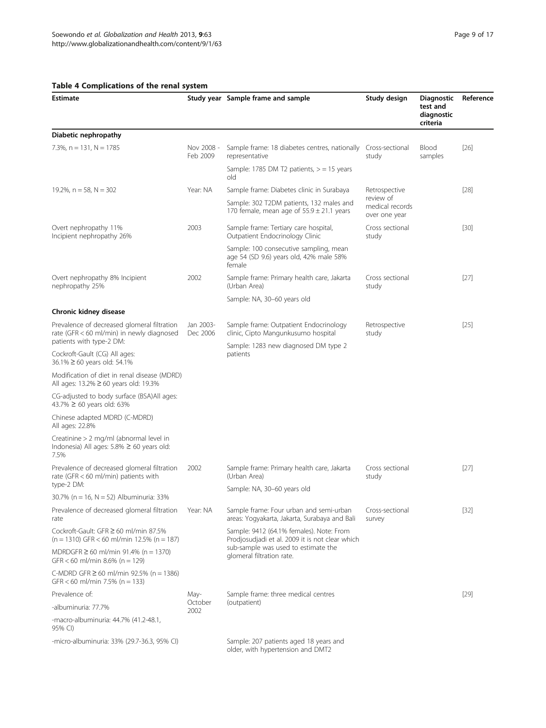**Table 4 Complications of the renal system**

| Estimate | Study year | Sample frame and sample | Study design | Diagnostic test and diagnostic criteria | Reference |
|---|---|---|---|---|---|
| **Diabetic nephropathy** | | | | | |
| 7.3%, n = 131, N = 1785 | Nov 2008 - Feb 2009 | Sample frame: 18 diabetes centres, nationally representative<br>Sample: 1785 DM T2 patients, > = 15 years old | Cross-sectional study | Blood samples | [26] |
| 19.2%, n = 58, N = 302 | Year: NA | Sample frame: Diabetes clinic in Surabaya<br>Sample: 302 T2DM patients, 132 males and 170 female, mean age of 55.9 ± 21.1 years | Retrospective review of medical records over one year | | [28] |
| Overt nephropathy 11%<br>Incipient nephropathy 26% | 2003 | Sample frame: Tertiary care hospital, Outpatient Endocrinology Clinic<br>Sample: 100 consecutive sampling, mean age 54 (SD 9.6) years old, 42% male 58% female | Cross sectional study | | [30] |
| Overt nephropathy 8% Incipient nephropathy 25% | 2002 | Sample frame: Primary health care, Jakarta (Urban Area)<br>Sample: NA, 30–60 years old | Cross sectional study | | [27] |
| **Chronic kidney disease** | | | | | |
| Prevalence of decreased glomeral filtration rate (GFR < 60 ml/min) in newly diagnosed patients with type-2 DM:<br>Cockroft-Gault (CG) All ages: 36.1% ≥ 60 years old: 54.1%<br>Modification of diet in renal disease (MDRD) All ages: 13.2% ≥ 60 years old: 19.3%<br>CG-adjusted to body surface (BSA)All ages: 43.7% ≥ 60 years old: 63%<br>Chinese adapted MDRD (C-MDRD) All ages: 22.8%<br>Creatinine > 2 mg/ml (abnormal level in Indonesia) All ages: 5.8% ≥ 60 years old: 7.5% | Jan 2003-Dec 2006 | Sample frame: Outpatient Endocrinology clinic, Cipto Mangunkusumo hospital<br>Sample: 1283 new diagnosed DM type 2 patients | Retrospective study | | [25] |
| Prevalence of decreased glomeral filtration rate (GFR < 60 ml/min) patients with type-2 DM:<br>30.7% (n = 16, N = 52) Albuminuria: 33% | 2002 | Sample frame: Primary health care, Jakarta (Urban Area)<br>Sample: NA, 30–60 years old | Cross sectional study | | [27] |
| Prevalence of decreased glomeral filtration rate<br>Cockroft-Gault: GFR ≥ 60 ml/min 87.5% (n = 1310) GFR < 60 ml/min 12.5% (n = 187)<br>MDRDGFR ≥ 60 ml/min 91.4% (n = 1370) GFR < 60 ml/min 8.6% (n = 129)<br>C-MDRD GFR ≥ 60 ml/min 92.5% (n = 1386) GFR < 60 ml/min 7.5% (n = 133) | Year: NA | Sample frame: Four urban and semi-urban areas: Yogyakarta, Jakarta, Surabaya and Bali<br>Sample: 9412 (64.1% females). Note: From Prodjosudjadi et al. 2009 it is not clear which sub-sample was used to estimate the glomerular filtration rate. | Cross-sectional survey | | [32] |
| Prevalence of:<br>-albuminuria: 77.7%<br>-macro-albuminuria: 44.7% (41.2-48.1, 95% CI)<br>-micro-albuminuria: 33% (29.7-36.3, 95% CI) | May-October 2002 | Sample frame: three medical centres (outpatient)<br>Sample: 207 patients aged 18 years and older, with hypertension and DMT2 | | | [29] |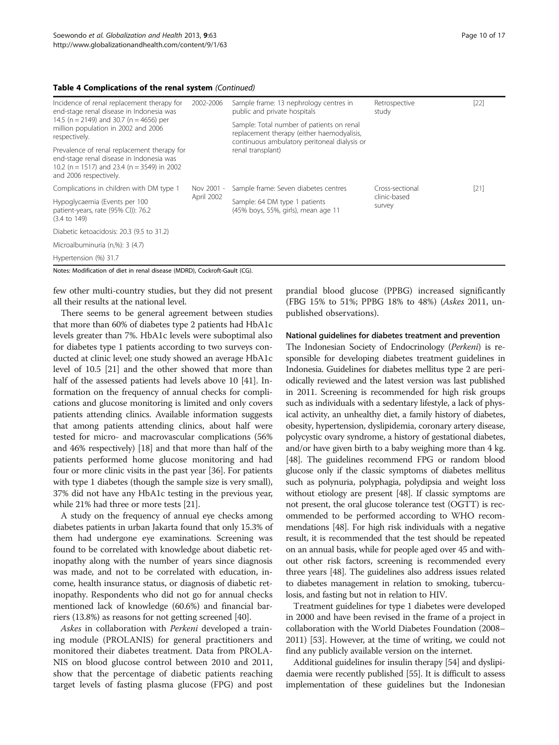**Table 4 Complications of the renal system** *(Continued)*

| | | | | |
|---|---|---|---|---|
| Incidence of renal replacement therapy for end-stage renal disease in Indonesia was 14.5 (n = 2149) and 30.7 (n = 4656) per million population in 2002 and 2006 respectively.<br><br>Prevalence of renal replacement therapy for end-stage renal disease in Indonesia was 10.2 (n = 1517) and 23.4 (n = 3549) in 2002 and 2006 respectively. | 2002-2006 | Sample frame: 13 nephrology centres in public and private hospitals<br><br>Sample: Total number of patients on renal replacement therapy (either haemodyalisis, continuous ambulatory peritoneal dialysis or renal transplant) | Retrospective study | [22] |
| Complications in children with DM type 1<br><br>Hypoglycaemia (Events per 100 patient-years, rate (95% CI)): 76.2 (3.4 to 149)<br><br>Diabetic ketoacidosis: 20.3 (9.5 to 31.2)<br><br>Microalbuminuria (n,%): 3 (4.7)<br><br>Hypertension (%) 31.7 | Nov 2001 - April 2002 | Sample frame: Seven diabetes centres<br><br>Sample: 64 DM type 1 patients (45% boys, 55%, girls), mean age 11 | Cross-sectional clinic-based survey | [21] |

Notes: Modification of diet in renal disease (MDRD), Cockroft-Gault (CG).

few other multi-country studies, but they did not present all their results at the national level.

There seems to be general agreement between studies that more than 60% of diabetes type 2 patients had HbA1c levels greater than 7%. HbA1c levels were suboptimal also for diabetes type 1 patients according to two surveys conducted at clinic level; one study showed an average HbA1c level of 10.5 [21] and the other showed that more than half of the assessed patients had levels above 10 [41]. Information on the frequency of annual checks for complications and glucose monitoring is limited and only covers patients attending clinics. Available information suggests that among patients attending clinics, about half were tested for micro- and macrovascular complications (56% and 46% respectively) [18] and that more than half of the patients performed home glucose monitoring and had four or more clinic visits in the past year [36]. For patients with type 1 diabetes (though the sample size is very small), 37% did not have any HbA1c testing in the previous year, while 21% had three or more tests [21].

A study on the frequency of annual eye checks among diabetes patients in urban Jakarta found that only 15.3% of them had undergone eye examinations. Screening was found to be correlated with knowledge about diabetic retinopathy along with the number of years since diagnosis was made, and not to be correlated with education, income, health insurance status, or diagnosis of diabetic retinopathy. Respondents who did not go for annual checks mentioned lack of knowledge (60.6%) and financial barriers (13.8%) as reasons for not getting screened [40].

*Askes* in collaboration with *Perkeni* developed a training module (PROLANIS) for general practitioners and monitored their diabetes treatment. Data from PROLANIS on blood glucose control between 2010 and 2011, show that the percentage of diabetic patients reaching target levels of fasting plasma glucose (FPG) and post prandial blood glucose (PPBG) increased significantly (FBG 15% to 51%; PPBG 18% to 48%) (*Askes* 2011, unpublished observations).

### National guidelines for diabetes treatment and prevention

The Indonesian Society of Endocrinology (*Perkeni*) is responsible for developing diabetes treatment guidelines in Indonesia. Guidelines for diabetes mellitus type 2 are periodically reviewed and the latest version was last published in 2011. Screening is recommended for high risk groups such as individuals with a sedentary lifestyle, a lack of physical activity, an unhealthy diet, a family history of diabetes, obesity, hypertension, dyslipidemia, coronary artery disease, polycystic ovary syndrome, a history of gestational diabetes, and/or have given birth to a baby weighing more than 4 kg. [48]. The guidelines recommend FPG or random blood glucose only if the classic symptoms of diabetes mellitus such as polynuria, polyphagia, polydipsia and weight loss without etiology are present [48]. If classic symptoms are not present, the oral glucose tolerance test (OGTT) is recommended to be performed according to WHO recommendations [48]. For high risk individuals with a negative result, it is recommended that the test should be repeated on an annual basis, while for people aged over 45 and without other risk factors, screening is recommended every three years [48]. The guidelines also address issues related to diabetes management in relation to smoking, tuberculosis, and fasting but not in relation to HIV.

Treatment guidelines for type 1 diabetes were developed in 2000 and have been revised in the frame of a project in collaboration with the World Diabetes Foundation (2008–2011) [53]. However, at the time of writing, we could not find any publicly available version on the internet.

Additional guidelines for insulin therapy [54] and dyslipidaemia were recently published [55]. It is difficult to assess implementation of these guidelines but the Indonesian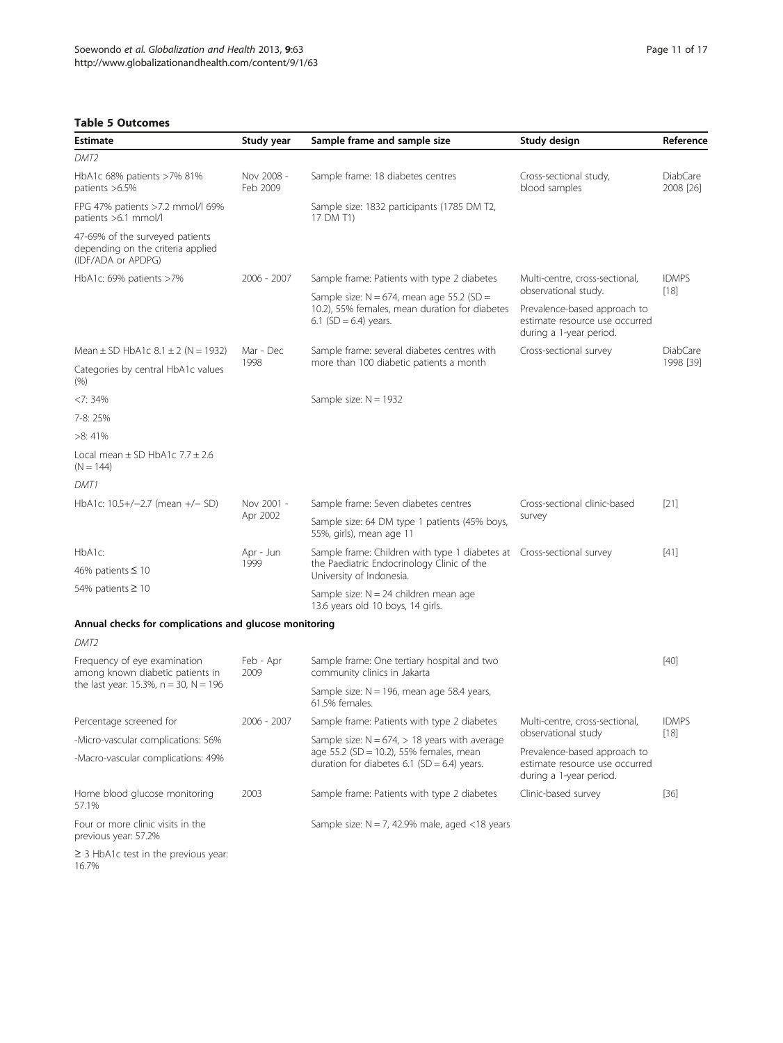**Table 5 Outcomes**

| Estimate | Study year | Sample frame and sample size | Study design | Reference |
|---|---|---|---|---|
| *DMT2* | | | | |
| HbA1c 68% patients >7% 81% patients >6.5% | Nov 2008 - Feb 2009 | Sample frame: 18 diabetes centres | Cross-sectional study, blood samples | DiabCare 2008 [26] |
| FPG 47% patients >7.2 mmol/l 69% patients >6.1 mmol/l | | Sample size: 1832 participants (1785 DM T2, 17 DM T1) | | |
| 47-69% of the surveyed patients depending on the criteria applied (IDF/ADA or APDPG) | | | | |
| HbA1c: 69% patients >7% | 2006 - 2007 | Sample frame: Patients with type 2 diabetes<br>Sample size: N = 674, mean age 55.2 (SD = 10.2), 55% females, mean duration for diabetes 6.1 (SD = 6.4) years. | Multi-centre, cross-sectional, observational study.<br>Prevalence-based approach to estimate resource use occurred during a 1-year period. | IDMPS [18] |
| Mean ± SD HbA1c 8.1 ± 2 (N = 1932) | Mar - Dec 1998 | Sample frame: several diabetes centres with more than 100 diabetic patients a month | Cross-sectional survey | DiabCare 1998 [39] |
| Categories by central HbA1c values (%) | | | | |
| <7: 34% | | Sample size: N = 1932 | | |
| 7-8: 25% | | | | |
| >8: 41% | | | | |
| Local mean ± SD HbA1c 7.7 ± 2.6 (N = 144) | | | | |
| *DMT1* | | | | |
| HbA1c: 10.5+/−2.7 (mean +/− SD) | Nov 2001 - Apr 2002 | Sample frame: Seven diabetes centres<br>Sample size: 64 DM type 1 patients (45% boys, 55%, girls), mean age 11 | Cross-sectional clinic-based survey | [21] |
| HbA1c: | Apr - Jun 1999 | Sample frame: Children with type 1 diabetes at the Paediatric Endocrinology Clinic of the University of Indonesia. | Cross-sectional survey | [41] |
| 46% patients ≤ 10 | | | | |
| 54% patients ≥ 10 | | Sample size: N = 24 children mean age 13.6 years old 10 boys, 14 girls. | | |
| **Annual checks for complications and glucose monitoring** | | | | |
| *DMT2* | | | | |
| Frequency of eye examination among known diabetic patients in the last year: 15.3%, n = 30, N = 196 | Feb - Apr 2009 | Sample frame: One tertiary hospital and two community clinics in Jakarta<br>Sample size: N = 196, mean age 58.4 years, 61.5% females. | | [40] |
| Percentage screened for | 2006 - 2007 | Sample frame: Patients with type 2 diabetes | Multi-centre, cross-sectional, observational study | IDMPS [18] |
| -Micro-vascular complications: 56% | | Sample size: N = 674, > 18 years with average age 55.2 (SD = 10.2), 55% females, mean duration for diabetes 6.1 (SD = 6.4) years. | Prevalence-based approach to estimate resource use occurred during a 1-year period. | |
| -Macro-vascular complications: 49% | | | | |
| Home blood glucose monitoring 57.1% | 2003 | Sample frame: Patients with type 2 diabetes | Clinic-based survey | [36] |
| Four or more clinic visits in the previous year: 57.2% | | Sample size: N = 7, 42.9% male, aged <18 years | | |
| ≥ 3 HbA1c test in the previous year: 16.7% | | | | |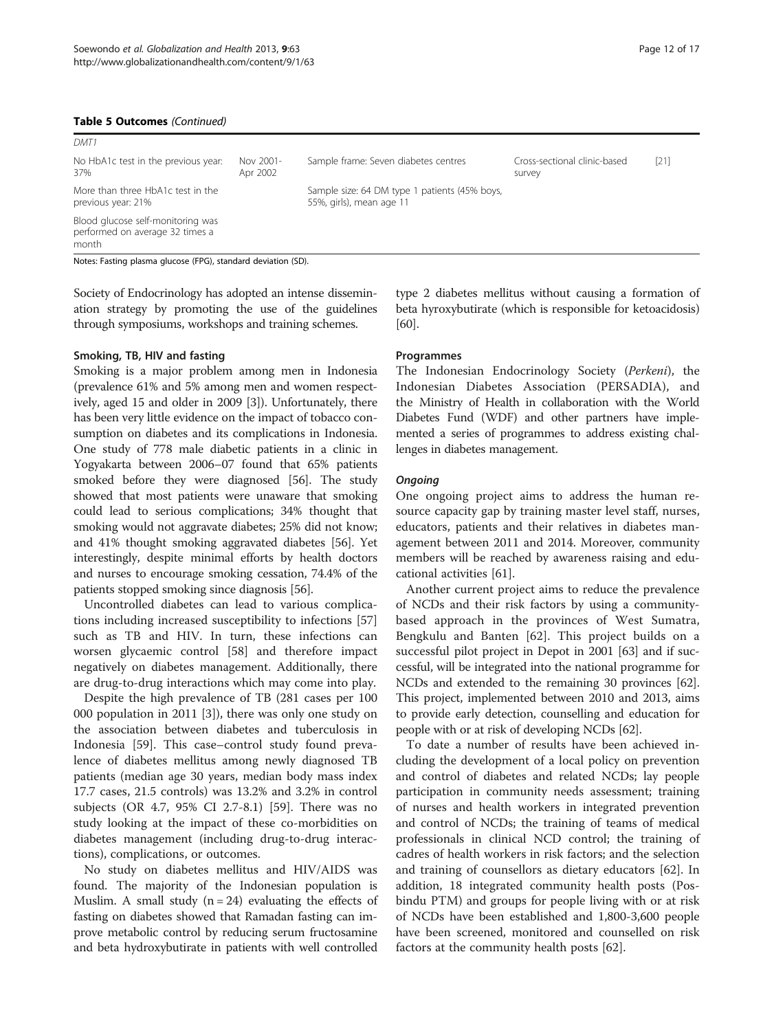**Table 5 Outcomes** *(Continued)*

| | | | | |
|---|---|---|---|---|
| *DMT1* | | | | |
| No HbA1c test in the previous year: 37% | Nov 2001- Apr 2002 | Sample frame: Seven diabetes centres | Cross-sectional clinic-based survey | [21] |
| More than three HbA1c test in the previous year: 21% | | Sample size: 64 DM type 1 patients (45% boys, 55%, girls), mean age 11 | | |
| Blood glucose self-monitoring was performed on average 32 times a month | | | | |

Notes: Fasting plasma glucose (FPG), standard deviation (SD).

Society of Endocrinology has adopted an intense dissemination strategy by promoting the use of the guidelines through symposiums, workshops and training schemes.

### Smoking, TB, HIV and fasting

Smoking is a major problem among men in Indonesia (prevalence 61% and 5% among men and women respectively, aged 15 and older in 2009 [3]). Unfortunately, there has been very little evidence on the impact of tobacco consumption on diabetes and its complications in Indonesia. One study of 778 male diabetic patients in a clinic in Yogyakarta between 2006–07 found that 65% patients smoked before they were diagnosed [56]. The study showed that most patients were unaware that smoking could lead to serious complications; 34% thought that smoking would not aggravate diabetes; 25% did not know; and 41% thought smoking aggravated diabetes [56]. Yet interestingly, despite minimal efforts by health doctors and nurses to encourage smoking cessation, 74.4% of the patients stopped smoking since diagnosis [56].

Uncontrolled diabetes can lead to various complications including increased susceptibility to infections [57] such as TB and HIV. In turn, these infections can worsen glycaemic control [58] and therefore impact negatively on diabetes management. Additionally, there are drug-to-drug interactions which may come into play.

Despite the high prevalence of TB (281 cases per 100 000 population in 2011 [3]), there was only one study on the association between diabetes and tuberculosis in Indonesia [59]. This case–control study found prevalence of diabetes mellitus among newly diagnosed TB patients (median age 30 years, median body mass index 17.7 cases, 21.5 controls) was 13.2% and 3.2% in control subjects (OR 4.7, 95% CI 2.7-8.1) [59]. There was no study looking at the impact of these co-morbidities on diabetes management (including drug-to-drug interactions), complications, or outcomes.

No study on diabetes mellitus and HIV/AIDS was found. The majority of the Indonesian population is Muslim. A small study (n = 24) evaluating the effects of fasting on diabetes showed that Ramadan fasting can improve metabolic control by reducing serum fructosamine and beta hydroxybutirate in patients with well controlled type 2 diabetes mellitus without causing a formation of beta hyroxybutirate (which is responsible for ketoacidosis) [60].

### Programmes

The Indonesian Endocrinology Society (*Perkeni*), the Indonesian Diabetes Association (PERSADIA), and the Ministry of Health in collaboration with the World Diabetes Fund (WDF) and other partners have implemented a series of programmes to address existing challenges in diabetes management.

#### *Ongoing*

One ongoing project aims to address the human resource capacity gap by training master level staff, nurses, educators, patients and their relatives in diabetes management between 2011 and 2014. Moreover, community members will be reached by awareness raising and educational activities [61].

Another current project aims to reduce the prevalence of NCDs and their risk factors by using a community-based approach in the provinces of West Sumatra, Bengkulu and Banten [62]. This project builds on a successful pilot project in Depot in 2001 [63] and if successful, will be integrated into the national programme for NCDs and extended to the remaining 30 provinces [62]. This project, implemented between 2010 and 2013, aims to provide early detection, counselling and education for people with or at risk of developing NCDs [62].

To date a number of results have been achieved including the development of a local policy on prevention and control of diabetes and related NCDs; lay people participation in community needs assessment; training of nurses and health workers in integrated prevention and control of NCDs; the training of teams of medical professionals in clinical NCD control; the training of cadres of health workers in risk factors; and the selection and training of counsellors as dietary educators [62]. In addition, 18 integrated community health posts (Posbindu PTM) and groups for people living with or at risk of NCDs have been established and 1,800-3,600 people have been screened, monitored and counselled on risk factors at the community health posts [62].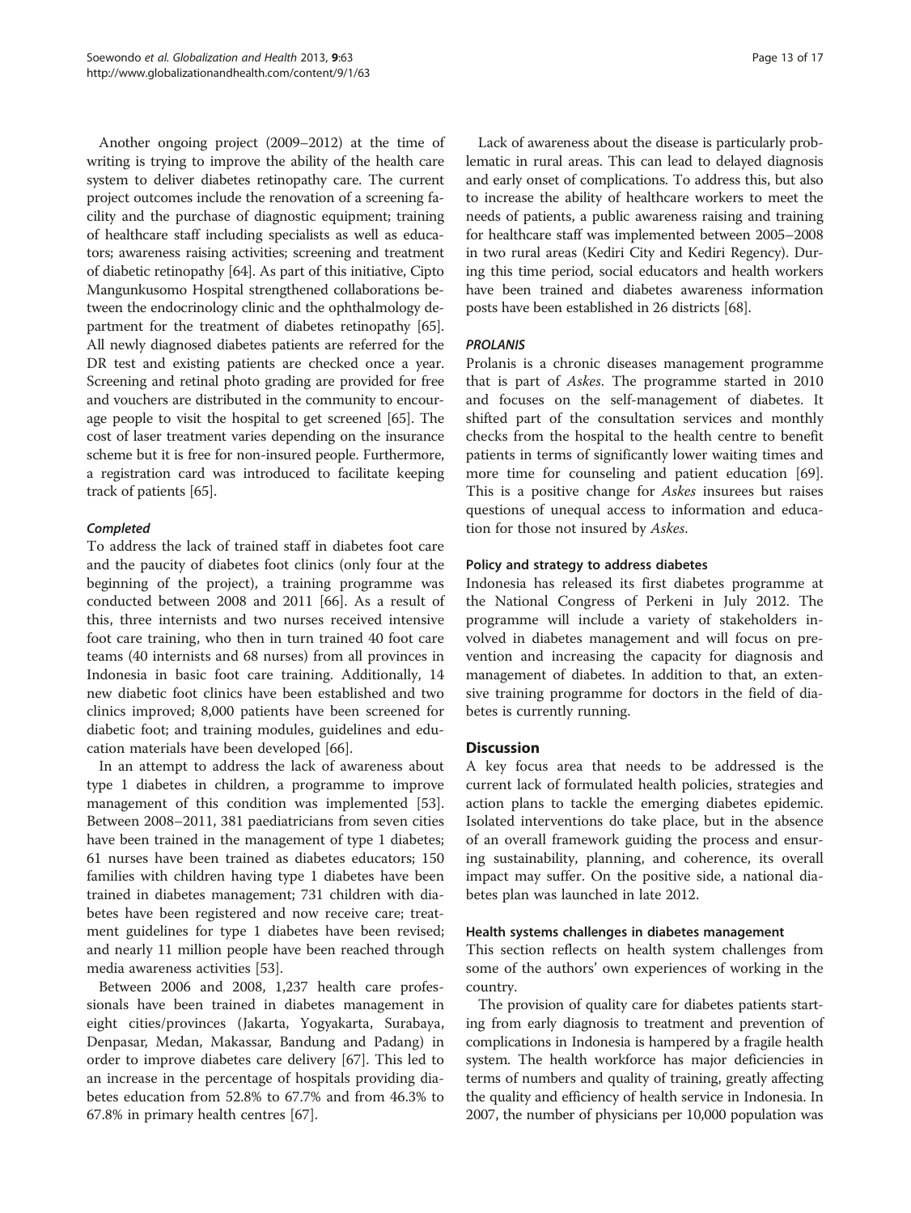Another ongoing project (2009–2012) at the time of writing is trying to improve the ability of the health care system to deliver diabetes retinopathy care. The current project outcomes include the renovation of a screening facility and the purchase of diagnostic equipment; training of healthcare staff including specialists as well as educators; awareness raising activities; screening and treatment of diabetic retinopathy [64]. As part of this initiative, Cipto Mangunkusomo Hospital strengthened collaborations between the endocrinology clinic and the ophthalmology department for the treatment of diabetes retinopathy [65]. All newly diagnosed diabetes patients are referred for the DR test and existing patients are checked once a year. Screening and retinal photo grading are provided for free and vouchers are distributed in the community to encourage people to visit the hospital to get screened [65]. The cost of laser treatment varies depending on the insurance scheme but it is free for non-insured people. Furthermore, a registration card was introduced to facilitate keeping track of patients [65].

#### *Completed*

To address the lack of trained staff in diabetes foot care and the paucity of diabetes foot clinics (only four at the beginning of the project), a training programme was conducted between 2008 and 2011 [66]. As a result of this, three internists and two nurses received intensive foot care training, who then in turn trained 40 foot care teams (40 internists and 68 nurses) from all provinces in Indonesia in basic foot care training. Additionally, 14 new diabetic foot clinics have been established and two clinics improved; 8,000 patients have been screened for diabetic foot; and training modules, guidelines and education materials have been developed [66].

In an attempt to address the lack of awareness about type 1 diabetes in children, a programme to improve management of this condition was implemented [53]. Between 2008–2011, 381 paediatricians from seven cities have been trained in the management of type 1 diabetes; 61 nurses have been trained as diabetes educators; 150 families with children having type 1 diabetes have been trained in diabetes management; 731 children with diabetes have been registered and now receive care; treatment guidelines for type 1 diabetes have been revised; and nearly 11 million people have been reached through media awareness activities [53].

Between 2006 and 2008, 1,237 health care professionals have been trained in diabetes management in eight cities/provinces (Jakarta, Yogyakarta, Surabaya, Denpasar, Medan, Makassar, Bandung and Padang) in order to improve diabetes care delivery [67]. This led to an increase in the percentage of hospitals providing diabetes education from 52.8% to 67.7% and from 46.3% to 67.8% in primary health centres [67].

Lack of awareness about the disease is particularly problematic in rural areas. This can lead to delayed diagnosis and early onset of complications. To address this, but also to increase the ability of healthcare workers to meet the needs of patients, a public awareness raising and training for healthcare staff was implemented between 2005–2008 in two rural areas (Kediri City and Kediri Regency). During this time period, social educators and health workers have been trained and diabetes awareness information posts have been established in 26 districts [68].

#### *PROLANIS*

Prolanis is a chronic diseases management programme that is part of *Askes*. The programme started in 2010 and focuses on the self-management of diabetes. It shifted part of the consultation services and monthly checks from the hospital to the health centre to benefit patients in terms of significantly lower waiting times and more time for counseling and patient education [69]. This is a positive change for *Askes* insurees but raises questions of unequal access to information and education for those not insured by *Askes*.

### Policy and strategy to address diabetes

Indonesia has released its first diabetes programme at the National Congress of Perkeni in July 2012. The programme will include a variety of stakeholders involved in diabetes management and will focus on prevention and increasing the capacity for diagnosis and management of diabetes. In addition to that, an extensive training programme for doctors in the field of diabetes is currently running.

## Discussion

A key focus area that needs to be addressed is the current lack of formulated health policies, strategies and action plans to tackle the emerging diabetes epidemic. Isolated interventions do take place, but in the absence of an overall framework guiding the process and ensuring sustainability, planning, and coherence, its overall impact may suffer. On the positive side, a national diabetes plan was launched in late 2012.

### Health systems challenges in diabetes management

This section reflects on health system challenges from some of the authors' own experiences of working in the country.

The provision of quality care for diabetes patients starting from early diagnosis to treatment and prevention of complications in Indonesia is hampered by a fragile health system. The health workforce has major deficiencies in terms of numbers and quality of training, greatly affecting the quality and efficiency of health service in Indonesia. In 2007, the number of physicians per 10,000 population was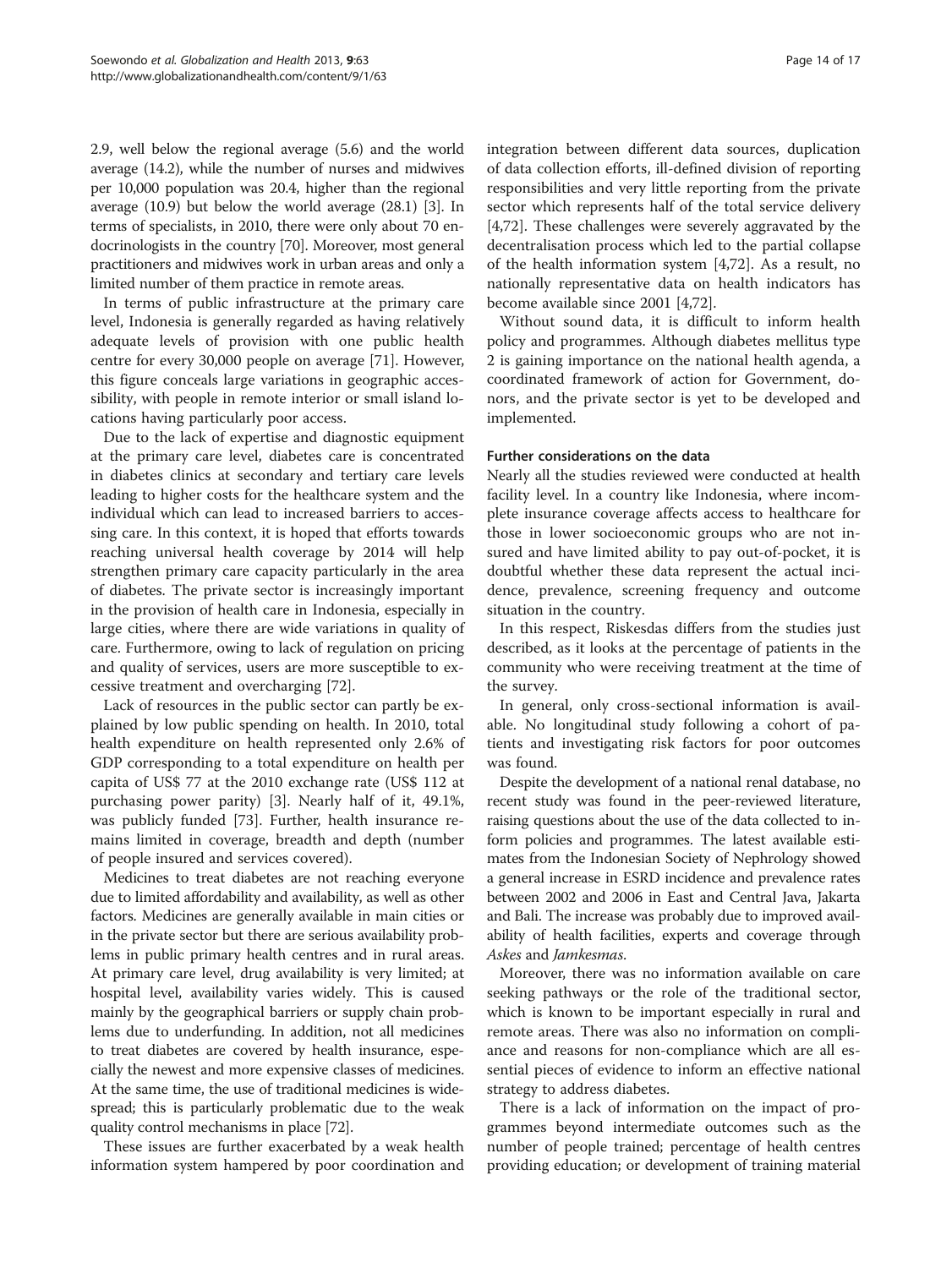2.9, well below the regional average (5.6) and the world average (14.2), while the number of nurses and midwives per 10,000 population was 20.4, higher than the regional average (10.9) but below the world average (28.1) [3]. In terms of specialists, in 2010, there were only about 70 endocrinologists in the country [70]. Moreover, most general practitioners and midwives work in urban areas and only a limited number of them practice in remote areas.

In terms of public infrastructure at the primary care level, Indonesia is generally regarded as having relatively adequate levels of provision with one public health centre for every 30,000 people on average [71]. However, this figure conceals large variations in geographic accessibility, with people in remote interior or small island locations having particularly poor access.

Due to the lack of expertise and diagnostic equipment at the primary care level, diabetes care is concentrated in diabetes clinics at secondary and tertiary care levels leading to higher costs for the healthcare system and the individual which can lead to increased barriers to accessing care. In this context, it is hoped that efforts towards reaching universal health coverage by 2014 will help strengthen primary care capacity particularly in the area of diabetes. The private sector is increasingly important in the provision of health care in Indonesia, especially in large cities, where there are wide variations in quality of care. Furthermore, owing to lack of regulation on pricing and quality of services, users are more susceptible to excessive treatment and overcharging [72].

Lack of resources in the public sector can partly be explained by low public spending on health. In 2010, total health expenditure on health represented only 2.6% of GDP corresponding to a total expenditure on health per capita of US$ 77 at the 2010 exchange rate (US$ 112 at purchasing power parity) [3]. Nearly half of it, 49.1%, was publicly funded [73]. Further, health insurance remains limited in coverage, breadth and depth (number of people insured and services covered).

Medicines to treat diabetes are not reaching everyone due to limited affordability and availability, as well as other factors. Medicines are generally available in main cities or in the private sector but there are serious availability problems in public primary health centres and in rural areas. At primary care level, drug availability is very limited; at hospital level, availability varies widely. This is caused mainly by the geographical barriers or supply chain problems due to underfunding. In addition, not all medicines to treat diabetes are covered by health insurance, especially the newest and more expensive classes of medicines. At the same time, the use of traditional medicines is widespread; this is particularly problematic due to the weak quality control mechanisms in place [72].

These issues are further exacerbated by a weak health information system hampered by poor coordination and integration between different data sources, duplication of data collection efforts, ill-defined division of reporting responsibilities and very little reporting from the private sector which represents half of the total service delivery [4,72]. These challenges were severely aggravated by the decentralisation process which led to the partial collapse of the health information system [4,72]. As a result, no nationally representative data on health indicators has become available since 2001 [4,72].

Without sound data, it is difficult to inform health policy and programmes. Although diabetes mellitus type 2 is gaining importance on the national health agenda, a coordinated framework of action for Government, donors, and the private sector is yet to be developed and implemented.

#### Further considerations on the data

Nearly all the studies reviewed were conducted at health facility level. In a country like Indonesia, where incomplete insurance coverage affects access to healthcare for those in lower socioeconomic groups who are not insured and have limited ability to pay out-of-pocket, it is doubtful whether these data represent the actual incidence, prevalence, screening frequency and outcome situation in the country.

In this respect, Riskesdas differs from the studies just described, as it looks at the percentage of patients in the community who were receiving treatment at the time of the survey.

In general, only cross-sectional information is available. No longitudinal study following a cohort of patients and investigating risk factors for poor outcomes was found.

Despite the development of a national renal database, no recent study was found in the peer-reviewed literature, raising questions about the use of the data collected to inform policies and programmes. The latest available estimates from the Indonesian Society of Nephrology showed a general increase in ESRD incidence and prevalence rates between 2002 and 2006 in East and Central Java, Jakarta and Bali. The increase was probably due to improved availability of health facilities, experts and coverage through *Askes* and *Jamkesmas*.

Moreover, there was no information available on care seeking pathways or the role of the traditional sector, which is known to be important especially in rural and remote areas. There was also no information on compliance and reasons for non-compliance which are all essential pieces of evidence to inform an effective national strategy to address diabetes.

There is a lack of information on the impact of programmes beyond intermediate outcomes such as the number of people trained; percentage of health centres providing education; or development of training material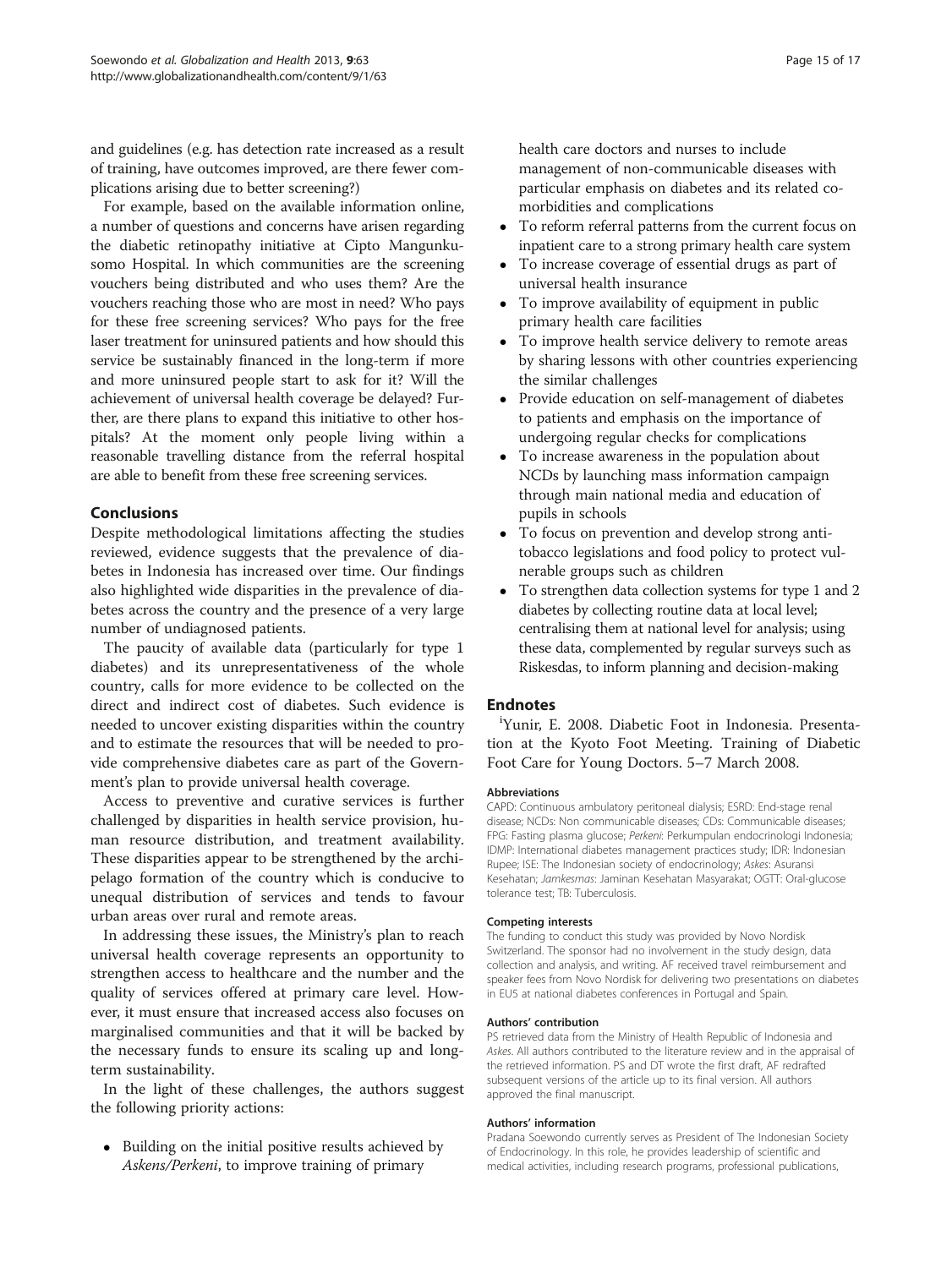and guidelines (e.g. has detection rate increased as a result of training, have outcomes improved, are there fewer complications arising due to better screening?)

For example, based on the available information online, a number of questions and concerns have arisen regarding the diabetic retinopathy initiative at Cipto Mangunkusomo Hospital. In which communities are the screening vouchers being distributed and who uses them? Are the vouchers reaching those who are most in need? Who pays for these free screening services? Who pays for the free laser treatment for uninsured patients and how should this service be sustainably financed in the long-term if more and more uninsured people start to ask for it? Will the achievement of universal health coverage be delayed? Further, are there plans to expand this initiative to other hospitals? At the moment only people living within a reasonable travelling distance from the referral hospital are able to benefit from these free screening services.

## Conclusions

Despite methodological limitations affecting the studies reviewed, evidence suggests that the prevalence of diabetes in Indonesia has increased over time. Our findings also highlighted wide disparities in the prevalence of diabetes across the country and the presence of a very large number of undiagnosed patients.

The paucity of available data (particularly for type 1 diabetes) and its unrepresentativeness of the whole country, calls for more evidence to be collected on the direct and indirect cost of diabetes. Such evidence is needed to uncover existing disparities within the country and to estimate the resources that will be needed to provide comprehensive diabetes care as part of the Government's plan to provide universal health coverage.

Access to preventive and curative services is further challenged by disparities in health service provision, human resource distribution, and treatment availability. These disparities appear to be strengthened by the archipelago formation of the country which is conducive to unequal distribution of services and tends to favour urban areas over rural and remote areas.

In addressing these issues, the Ministry's plan to reach universal health coverage represents an opportunity to strengthen access to healthcare and the number and the quality of services offered at primary care level. However, it must ensure that increased access also focuses on marginalised communities and that it will be backed by the necessary funds to ensure its scaling up and long-term sustainability.

In the light of these challenges, the authors suggest the following priority actions:

- Building on the initial positive results achieved by *Askens/Perkeni*, to improve training of primary health care doctors and nurses to include management of non-communicable diseases with particular emphasis on diabetes and its related co-morbidities and complications
- To reform referral patterns from the current focus on inpatient care to a strong primary health care system
- To increase coverage of essential drugs as part of universal health insurance
- To improve availability of equipment in public primary health care facilities
- To improve health service delivery to remote areas by sharing lessons with other countries experiencing the similar challenges
- Provide education on self-management of diabetes to patients and emphasis on the importance of undergoing regular checks for complications
- To increase awareness in the population about NCDs by launching mass information campaign through main national media and education of pupils in schools
- To focus on prevention and develop strong anti-tobacco legislations and food policy to protect vulnerable groups such as children
- To strengthen data collection systems for type 1 and 2 diabetes by collecting routine data at local level; centralising them at national level for analysis; using these data, complemented by regular surveys such as Riskesdas, to inform planning and decision-making

## Endnotes

[i]Yunir, E. 2008. Diabetic Foot in Indonesia. Presentation at the Kyoto Foot Meeting. Training of Diabetic Foot Care for Young Doctors. 5–7 March 2008.

#### Abbreviations

CAPD: Continuous ambulatory peritoneal dialysis; ESRD: End-stage renal disease; NCDs: Non communicable diseases; CDs: Communicable diseases; FPG: Fasting plasma glucose; *Perkeni*: Perkumpulan endocrinologi Indonesia; IDMP: International diabetes management practices study; IDR: Indonesian Rupee; ISE: The Indonesian society of endocrinology; *Askes*: Asuransi Kesehatan; *Jamkesmas*: Jaminan Kesehatan Masyarakat; OGTT: Oral-glucose tolerance test; TB: Tuberculosis.

#### Competing interests

The funding to conduct this study was provided by Novo Nordisk Switzerland. The sponsor had no involvement in the study design, data collection and analysis, and writing. AF received travel reimbursement and speaker fees from Novo Nordisk for delivering two presentations on diabetes in EU5 at national diabetes conferences in Portugal and Spain.

#### Authors' contribution

PS retrieved data from the Ministry of Health Republic of Indonesia and *Askes*. All authors contributed to the literature review and in the appraisal of the retrieved information. PS and DT wrote the first draft, AF redrafted subsequent versions of the article up to its final version. All authors approved the final manuscript.

#### Authors' information

Pradana Soewondo currently serves as President of The Indonesian Society of Endocrinology. In this role, he provides leadership of scientific and medical activities, including research programs, professional publications,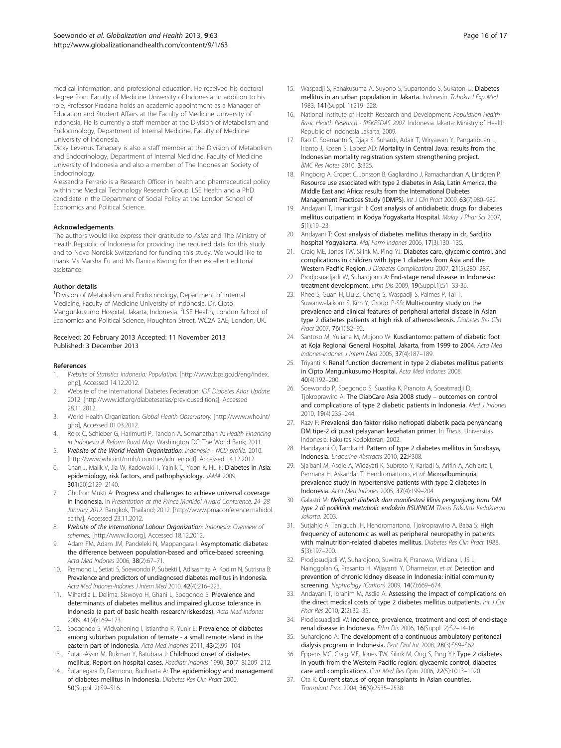medical information, and professional education. He received his doctoral degree from Faculty of Medicine University of Indonesia. In addition to his role, Professor Pradana holds an academic appointment as a Manager of Education and Student Affairs at the Faculty of Medicine University of Indonesia. He is currently a staff member at the Division of Metabolism and Endocrinology, Department of Internal Medicine, Faculty of Medicine University of Indonesia.

Dicky Levenus Tahapary is also a staff member at the Division of Metabolism and Endocrinology, Department of Internal Medicine, Faculty of Medicine University of Indonesia and also a member of The Indonesian Society of Endocrinology.

Alessandra Ferrario is a Research Officer in health and pharmaceutical policy within the Medical Technology Research Group, LSE Health and a PhD candidate in the Department of Social Policy at the London School of Economics and Political Science.

#### Acknowledgements

The authors would like express their gratitude to *Askes* and The Ministry of Health Republic of Indonesia for providing the required data for this study and to Novo Nordisk Switzerland for funding this study. We would like to thank Ms Marsha Fu and Ms Danica Kwong for their excellent editorial assistance.

#### Author details

[1]Division of Metabolism and Endocrinology, Department of Internal Medicine, Faculty of Medicine University of Indonesia, Dr. Cipto Mangunkusumo Hospital, Jakarta, Indonesia. [2]LSE Health, London School of Economics and Political Science, Houghton Street, WC2A 2AE, London, UK.

Received: 20 February 2013 Accepted: 11 November 2013
Published: 3 December 2013

#### References

1. *Website of Statistics Indonesia: Population.* [http://www.bps.go.id/eng/index.php], Accessed 14.12.2012.
2. Website of the International Diabetes Federation: *IDF Diabetes Atlas Update.* 2012. [http://www.idf.org/diabetesatlas/previouseditions], Accessed 28.11.2012.
3. World Health Organization: *Global Health Observatory.* [http://www.who.int/gho], Accessed 01.03.2012.
4. Rokx C, Schieber G, Harimurti P, Tandon A, Somanathan A: *Health Financing in Indonesia A Reform Road Map.* Washington DC: The World Bank; 2011.
5. *Website of the World Health Organization: Indonesia - NCD profile.* 2010. [http://www.who.int/nmh/countries/idn_en.pdf], Accessed 14.12.2012.
6. Chan J, Malik V, Jia W, Kadowaki T, Yajnik C, Yoon K, Hu F: **Diabetes in Asia: epidemiology, risk factors, and pathophysiology.** *JAMA* 2009, **301**(20):2129–2140.
7. Ghufron Mukti A: **Progress and challenges to achieve universal coverage in Indonesia.** In *Presentation at the Prince Mahidol Award Conference, 24–28 January 2012.* Bangkok, Thailand; 2012. [http://www.pmaconference.mahidol.ac.th/], Accessed 23.11.2012.
8. *Website of the International Labour Organization: Indonesia: Overview of schemes.* [http://www.ilo.org], Accessed 18.12.2012.
9. Adam FM, Adam JM, Pandeleki N, Mappangara I: **Asymptomatic diabetes: the difference between population-based and office-based screening.** *Acta Med Indones* 2006, **38**(2):67–71.
10. Pramono L, Setiati S, Soewondo P, Subekti I, Adisasmita A, Kodim N, Sutrisna B: **Prevalence and predictors of undiagnosed diabetes mellitus in Indonesia.** *Acta Med Indones-Indones J Intern Med* 2010, **42**(4):216–223.
11. Mihardja L, Delima, Siswoyo H, Ghani L, Soegondo S: **Prevalence and determinants of diabetes mellitus and impaired glucose tolerance in Indonesia (a part of basic health research/riskesdas).** *Acta Med Indones* 2009, **41**(4):169–173.
12. Soegondo S, Widyahening I, Istiantho R, Yunir E: **Prevalence of diabetes among suburban population of ternate - a small remote island in the eastern part of Indonesia.** *Acta Med Indones* 2011, **43**(2):99–104.
13. Sutan-Assin M, Rukman Y, Batubara J: **Childhood onset of diabetes mellitus, Report on hospital cases.** *Paediatr Indones* 1990, **30**(7–8):209–212.
14. Sutanegara D, Darmono, Budhiarta A: **The epidemiology and management of diabetes mellitus in Indonesia.** *Diabetes Res Clin Pract* 2000, **50**(Suppl. 2):S9–S16.
15. Waspadji S, Ranakusuma A, Suyono S, Supartondo S, Sukaton U: **Diabetes mellitus in an urban population in Jakarta.** *Indonesia. Tohoku J Exp Med* 1983, **141**(Suppl. 1):219–228.
16. National Institute of Health Research and Development: *Population Health Basic Health Research - RISKESDAS 2007.* Indonesia Jakarta: Ministry of Health Republic of Indonesia Jakarta; 2009.
17. Rao C, Soemantri S, Djaja S, Suhardi, Adair T, Wiryawan Y, Pangaribuan L, Irianto J, Kosen S, Lopez AD: **Mortality in Central Java: results from the Indonesian mortality registration system strengthening project.** *BMC Res Notes* 2010, **3**:325.
18. Ringborg A, Cropet C, Jönsson B, Gagliardino J, Ramachandran A, Lindgren P: **Resource use associated with type 2 diabetes in Asia, Latin America, the Middle East and Africa: results from the International Diabetes Management Practices Study (IDMPS).** *Int J Clin Pract* 2009, **63**(7):980–982.
19. Andayani T, Imaningsih I: **Cost analysis of antidiabetic drugs for diabetes mellitus outpatient in Kodya Yogyakarta Hospital.** *Malay J Phar Sci* 2007, **5**(1):19–23.
20. Andayani T: **Cost analysis of diabetes mellitus therapy in dr, Sardjito hospital Yogyakarta.** *Maj Farm Indones* 2006, **17**(3):130–135.
21. Craig ME, Jones TW, Silink M, Ping YJ: **Diabetes care, glycemic control, and complications in children with type 1 diabetes from Asia and the Western Pacific Region.** *J Diabetes Complications* 2007, **21**(5):280–287.
22. Prodjosuadjadi W, Suhardjono A: **End-stage renal disease in Indonesia: treatment development.** *Ethn Dis* 2009, **19**(Suppl.1):S1–33-36.
23. Rhee S, Guan H, Liu Z, Cheng S, Waspadji S, Palmes P, Tai T, Suwanwalaikorn S, Kim Y, Group. P-SS: **Multi-country study on the prevalence and clinical features of peripheral arterial disease in Asian type 2 diabetes patients at high risk of atherosclerosis.** *Diabetes Res Clin Pract* 2007, **76**(1):82–92.
24. Santoso M, Yuliana M, Mujono W: **Kusdiantomo: pattern of diabetic foot at Koja Regional General Hospital, Jakarta, from 1999 to 2004.** *Acta Med Indones-Indones J Intern Med* 2005, **37**(4):187–189.
25. Triyanti K: **Renal function decrement in type 2 diabetes mellitus patients in Cipto Mangunkusumo Hospital.** *Acta Med Indones* 2008, **40**(4):192–200.
26. Soewondo P, Soegondo S, Suastika K, Pranoto A, Soeatmadji D, Tjokroprawiro A: **The DiabCare Asia 2008 study – outcomes on control and complications of type 2 diabetic patients in Indonesia.** *Med J Indones* 2010, **19**(4):235–244.
27. Razy F: **Prevalensi dan faktor risiko nefropati diabetik pada penyandang DM tipe-2 di pusat pelayanan kesehatan primer.** In *Thesis.* Universitas Indonesia: Fakultas Kedokteran; 2002.
28. Handayani O, Tandra H: **Pattern of type 2 diabetes mellitus in Surabaya, Indonesia.** *Endocrine Abstracts* 2010, **22**:P308.
29. Sja'bani M, Asdie A, Widayati K, Subroto Y, Kariadi S, Arifin A, Adhiarta I, Permana H, Askandar T, Hendromartono, *et al*: **Microalbuminuria prevalence study in hypertensive patients with type 2 diabetes in Indonesia.** *Acta Med Indones* 2005, **37**(4):199–204.
30. Galastri M: ***Nefropati diabetik dan manifestasi klinis pengunjung baru DM type 2 di poliklinik metabolic endokrin RSUPNCM*** *Thesis Fakultas Kedokteran Jakarta.* 2003.
31. Sutjahjo A, Taniguchi H, Hendromartono, Tjokroprawiro A, Baba S: **High frequency of autonomic as well as peripheral neuropathy in patients with malnutrition-related diabetes mellitus.** *Diabetes Res Clin Pract* 1988, **5**(3):197–200.
32. Prodjosudjadi W, Suhardjono, Suwitra K, Pranawa, Widiana I, JS L, Nainggolan G, Prasanto H, Wijayanti Y, Dharmeizar, *et al*: **Detection and prevention of chronic kidney disease in Indonesia: initial community screening.** *Nephrology (Carlton)* 2009, **14**(7):669–674.
33. Andayani T, Ibrahim M, Asdie A: **Assessing the impact of complications on the direct medical costs of type 2 diabetes mellitus outpatients.** *Int J Cur Phar Res* 2010, **2**(2):32–35.
34. Prodjosuadjadi W: **Incidence, prevalence, treatment and cost of end-stage renal disease in Indonesia.** *Ethn Dis* 2006, **16**(Suppl. 2):S2–14-16.
35. Suhardjono A: **The development of a continuous ambulatory peritoneal dialysis program in Indonesia.** *Perit Dial Int* 2008, **28**(3):S59–S62.
36. Eppens MC, Craig ME, Jones TW, Silink M, Ong S, Ping YJ: **Type 2 diabetes in youth from the Western Pacific region: glycaemic control, diabetes care and complications.** *Curr Med Res Opin* 2006, **22**(5):1013–1020.
37. Ota K: **Current status of organ transplants in Asian countries.** *Transplant Proc* 2004, **36**(9):2535–2538.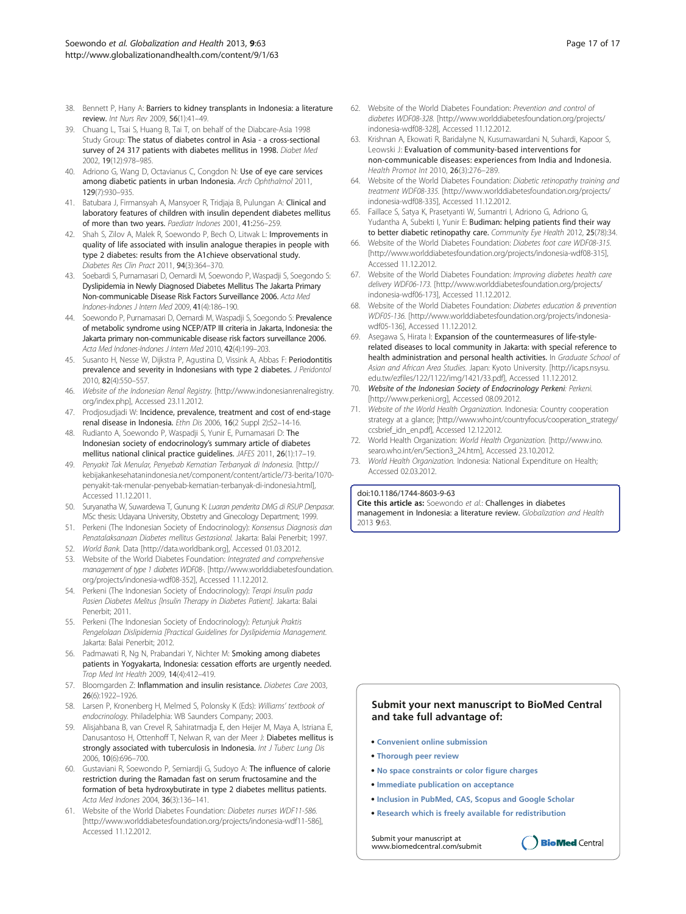38. Bennett P, Hany A: **Barriers to kidney transplants in Indonesia: a literature review.** *Int Nurs Rev* 2009, **56**(1):41–49.
39. Chuang L, Tsai S, Huang B, Tai T, on behalf of the Diabcare-Asia 1998 Study Group: **The status of diabetes control in Asia - a cross-sectional survey of 24 317 patients with diabetes mellitus in 1998.** *Diabet Med* 2002, **19**(12):978–985.
40. Adriono G, Wang D, Octavianus C, Congdon N: **Use of eye care services among diabetic patients in urban Indonesia.** *Arch Ophthalmol* 2011, **129**(7):930–935.
41. Batubara J, Firmansyah A, Mansyoer R, Tridjaja B, Pulungan A: **Clinical and laboratory features of children with insulin dependent diabetes mellitus of more than two years.** *Paediatr Indones* 2001, **41**:256–259.
42. Shah S, Zilov A, Malek R, Soewondo P, Bech O, Litwak L: **Improvements in quality of life associated with insulin analogue therapies in people with type 2 diabetes: results from the A1chieve observational study.** *Diabetes Res Clin Pract* 2011, **94**(3):364–370.
43. Soebardi S, Purnamasari D, Oemardi M, Soewondo P, Waspadji S, Soegondo S: **Dyslipidemia in Newly Diagnosed Diabetes Mellitus The Jakarta Primary Non-communicable Disease Risk Factors Surveillance 2006.** *Acta Med Indones-Indones J Intern Med* 2009, **41**(4):186–190.
44. Soewondo P, Purnamasari D, Oemardi M, Waspadji S, Soegondo S: **Prevalence of metabolic syndrome using NCEP/ATP III criteria in Jakarta, Indonesia: the Jakarta primary non-communicable disease risk factors surveillance 2006.** *Acta Med Indones-Indones J Intern Med* 2010, **42**(4):199–203.
45. Susanto H, Nesse W, Dijkstra P, Agustina D, Vissink A, Abbas F: **Periodontitis prevalence and severity in Indonesians with type 2 diabetes.** *J Peridontol* 2010, **82**(4):550–557.
46. *Website of the Indonesian Renal Registry.* [http://www.indonesianrenalregistry.org/index.php], Accessed 23.11.2012.
47. Prodjosudjadi W: **Incidence, prevalence, treatment and cost of end-stage renal disease in Indonesia.** *Ethn Dis* 2006, **16**(2 Suppl 2):S2–14-16.
48. Rudianto A, Soewondo P, Waspadji S, Yunir E, Purnamasari D: **The Indonesian society of endocrinology's summary article of diabetes mellitus national clinical practice guidelines.** *JAFES* 2011, **26**(1):17–19.
49. *Penyakit Tak Menular, Penyebab Kematian Terbanyak di Indonesia.* [http://kebijakankesehatanindonesia.net/component/content/article/73-berita/1070-penyakit-tak-menular-penyebab-kematian-terbanyak-di-indonesia.html], Accessed 11.12.2011.
50. Suryanatha W, Suwardewa T, Gunung K: *Luaran penderita DMG di RSUP Denpasar.* MSc thesis: Udayana University, Obstetry and Ginecology Department; 1999.
51. Perkeni (The Indonesian Society of Endocrinology): *Konsensus Diagnosis dan Penatalaksanaan Diabetes mellitus Gestasional.* Jakarta: Balai Penerbit; 1997.
52. *World Bank.* Data [http://data.worldbank.org], Accessed 01.03.2012.
53. Website of the World Diabetes Foundation: *Integrated and comprehensive management of type 1 diabetes WDF08-.* [http://www.worlddiabetesfoundation.org/projects/indonesia-wdf08-352], Accessed 11.12.2012.
54. Perkeni (The Indonesian Society of Endocrinology): *Terapi Insulin pada Pasien Diabetes Melitus [Insulin Therapy in Diabetes Patient].* Jakarta: Balai Penerbit; 2011.
55. Perkeni (The Indonesian Society of Endocrinology): *Petunjuk Praktis Pengelolaan Dislipidemia [Practical Guidelines for Dyslipidemia Management.* Jakarta: Balai Penerbit; 2012.
56. Padmawati R, Ng N, Prabandari Y, Nichter M: **Smoking among diabetes patients in Yogyakarta, Indonesia: cessation efforts are urgently needed.** *Trop Med Int Health* 2009, **14**(4):412–419.
57. Bloomgarden Z: **Inflammation and insulin resistance.** *Diabetes Care* 2003, **26**(6):1922–1926.
58. Larsen P, Kronenberg H, Melmed S, Polonsky K (Eds): *Williams' textbook of endocrinology.* Philadelphia: WB Saunders Company; 2003.
59. Alisjahbana B, van Crevel R, Sahiratmadja E, den Heijer M, Maya A, Istriana E, Danusantoso H, Ottenhoff T, Nelwan R, van der Meer J: **Diabetes mellitus is strongly associated with tuberculosis in Indonesia.** *Int J Tuberc Lung Dis* 2006, **10**(6):696–700.
60. Gustaviani R, Soewondo P, Semiardji G, Sudoyo A: **The influence of calorie restriction during the Ramadan fast on serum fructosamine and the formation of beta hydroxybutirate in type 2 diabetes mellitus patients.** *Acta Med Indones* 2004, **36**(3):136–141.
61. Website of the World Diabetes Foundation: *Diabetes nurses WDF11-586.* [http://www.worlddiabetesfoundation.org/projects/indonesia-wdf11-586], Accessed 11.12.2012.
62. Website of the World Diabetes Foundation: *Prevention and control of diabetes WDF08-328.* [http://www.worlddiabetesfoundation.org/projects/indonesia-wdf08-328], Accessed 11.12.2012.
63. Krishnan A, Ekowati R, Baridalyne N, Kusumawardani N, Suhardi, Kapoor S, Leowski J: **Evaluation of community-based interventions for non-communicable diseases: experiences from India and Indonesia.** *Health Promot Int* 2010, **26**(3):276–289.
64. Website of the World Diabetes Foundation: *Diabetic retinopathy training and treatment WDF08-335.* [http://www.worlddiabetesfoundation.org/projects/indonesia-wdf08-335], Accessed 11.12.2012.
65. Faillace S, Satya K, Prasetyanti W, Sumantri I, Adriono G, Adriono G, Yudantha A, Subekti I, Yunir E: **Budiman: helping patients find their way to better diabetic retinopathy care.** *Community Eye Health* 2012, **25**(78):34.
66. Website of the World Diabetes Foundation: *Diabetes foot care WDF08-315.* [http://www.worlddiabetesfoundation.org/projects/indonesia-wdf08-315], Accessed 11.12.2012.
67. Website of the World Diabetes Foundation: *Improving diabetes health care delivery WDF06-173.* [http://www.worlddiabetesfoundation.org/projects/indonesia-wdf06-173], Accessed 11.12.2012.
68. Website of the World Diabetes Foundation: *Diabetes education & prevention WDF05-136.* [http://www.worlddiabetesfoundation.org/projects/indonesia-wdf05-136], Accessed 11.12.2012.
69. Asegawa S, Hirata I: **Expansion of the countermeasures of life-style-related diseases to local community in Jakarta: with special reference to health administration and personal health activities.** In *Graduate School of Asian and African Area Studies.* Japan: Kyoto University. [http://icaps.nsysu.edu.tw/ezfiles/122/1122/img/1421/33.pdf], Accessed 11.12.2012.
70. *Website of the Indonesian Society of Endocrinology Perkeni: Perkeni.* [http://www.perkeni.org], Accessed 08.09.2012.
71. *Website of the World Health Organization.* Indonesia: Country cooperation strategy at a glance; [http://www.who.int/countryfocus/cooperation_strategy/ccsbrief_idn_en.pdf], Accessed 12.12.2012.
72. World Health Organization: *World Health Organization.* [http://www.ino.searo.who.int/en/Section3_24.htm], Accessed 23.10.2012.
73. *World Health Organization.* Indonesia: National Expenditure on Health; Accessed 02.03.2012.

doi:10.1186/1744-8603-9-63

**Cite this article as:** Soewondo *et al.*: Challenges in diabetes management in Indonesia: a literature review. *Globalization and Health* 2013 **9**:63.

**Submit your next manuscript to BioMed Central and take full advantage of:**

- **Convenient online submission**
- **Thorough peer review**
- **No space constraints or color figure charges**
- **Immediate publication on acceptance**
- **Inclusion in PubMed, CAS, Scopus and Google Scholar**
- **Research which is freely available for redistribution**

Submit your manuscript at www.biomedcentral.com/submit

BioMed Central